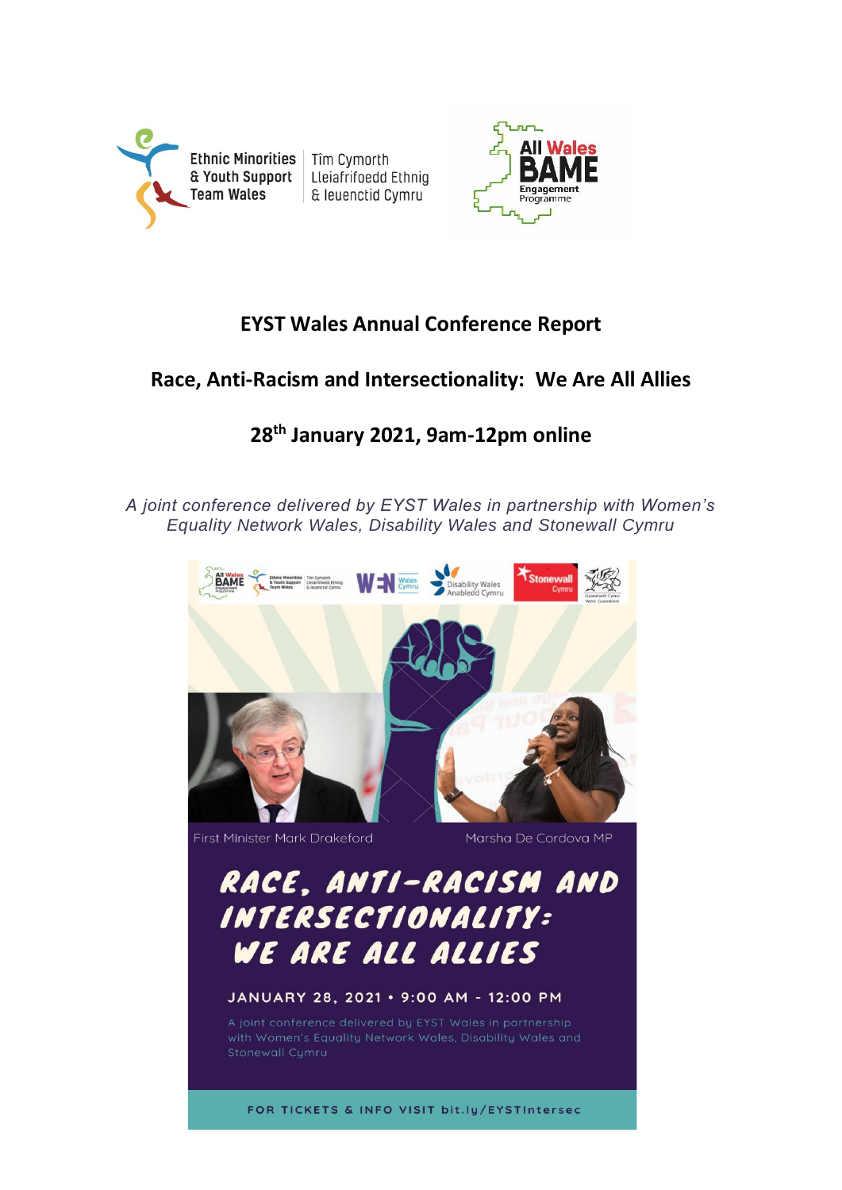Ethnic Minorities & Youth Support Team Wales | Tîm Cymorth Lleiafrifoedd Ethnig & Ieuenctid Cymru

All Wales BAME Engagement Programme

# EYST Wales Annual Conference Report

## Race, Anti-Racism and Intersectionality: We Are All Allies

## 28th January 2021, 9am-12pm online

*A joint conference delivered by EYST Wales in partnership with Women's Equality Network Wales, Disability Wales and Stonewall Cymru*

First Minister Mark Drakeford

Marsha De Cordova MP

RACE, ANTI-RACISM AND INTERSECTIONALITY: WE ARE ALL ALLIES

JANUARY 28, 2021 • 9:00 AM - 12:00 PM

A joint conference delivered by EYST Wales in partnership with Women's Equality Network Wales, Disability Wales and Stonewall Cymru

FOR TICKETS & INFO VISIT bit.ly/EYSTIntersec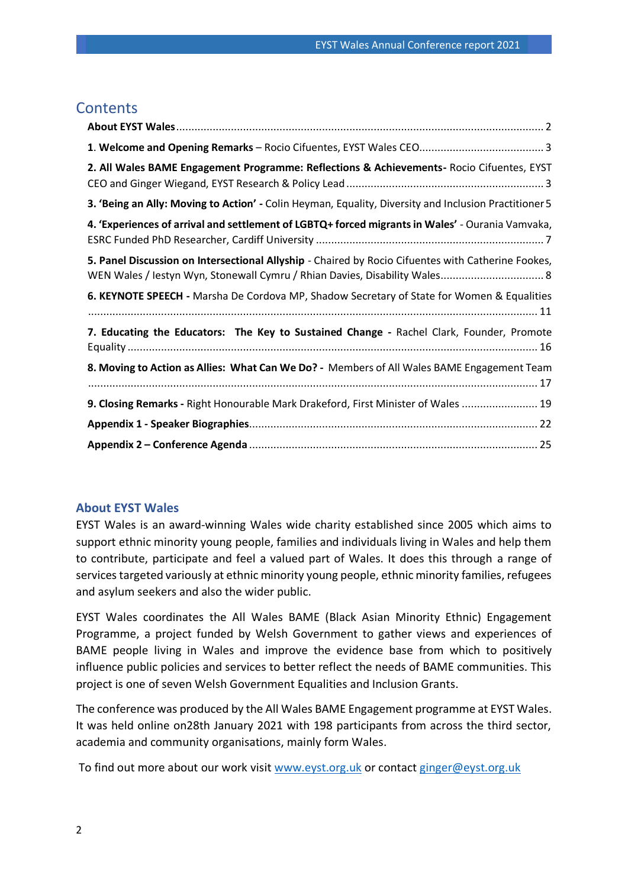# Contents

**About EYST Wales** .......... 2

1. **Welcome and Opening Remarks** – Rocio Cifuentes, EYST Wales CEO .......... 3

**2. All Wales BAME Engagement Programme: Reflections & Achievements-** Rocio Cifuentes, EYST CEO and Ginger Wiegand, EYST Research & Policy Lead .......... 3

**3. 'Being an Ally: Moving to Action' -** Colin Heyman, Equality, Diversity and Inclusion Practitioner 5

**4. 'Experiences of arrival and settlement of LGBTQ+ forced migrants in Wales'** - Ourania Vamvaka, ESRC Funded PhD Researcher, Cardiff University .......... 7

**5. Panel Discussion on Intersectional Allyship** - Chaired by Rocio Cifuentes with Catherine Fookes, WEN Wales / Iestyn Wyn, Stonewall Cymru / Rhian Davies, Disability Wales .......... 8

**6. KEYNOTE SPEECH -** Marsha De Cordova MP, Shadow Secretary of State for Women & Equalities .......... 11

**7. Educating the Educators: The Key to Sustained Change -** Rachel Clark, Founder, Promote Equality .......... 16

**8. Moving to Action as Allies: What Can We Do? -** Members of All Wales BAME Engagement Team .......... 17

**9. Closing Remarks -** Right Honourable Mark Drakeford, First Minister of Wales .......... 19

**Appendix 1 - Speaker Biographies** .......... 22

**Appendix 2 – Conference Agenda** .......... 25

## About EYST Wales

EYST Wales is an award-winning Wales wide charity established since 2005 which aims to support ethnic minority young people, families and individuals living in Wales and help them to contribute, participate and feel a valued part of Wales. It does this through a range of services targeted variously at ethnic minority young people, ethnic minority families, refugees and asylum seekers and also the wider public.

EYST Wales coordinates the All Wales BAME (Black Asian Minority Ethnic) Engagement Programme, a project funded by Welsh Government to gather views and experiences of BAME people living in Wales and improve the evidence base from which to positively influence public policies and services to better reflect the needs of BAME communities. This project is one of seven Welsh Government Equalities and Inclusion Grants.

The conference was produced by the All Wales BAME Engagement programme at EYST Wales. It was held online on28th January 2021 with 198 participants from across the third sector, academia and community organisations, mainly form Wales.

To find out more about our work visit [www.eyst.org.uk](www.eyst.org.uk) or contact [ginger@eyst.org.uk](mailto:ginger@eyst.org.uk)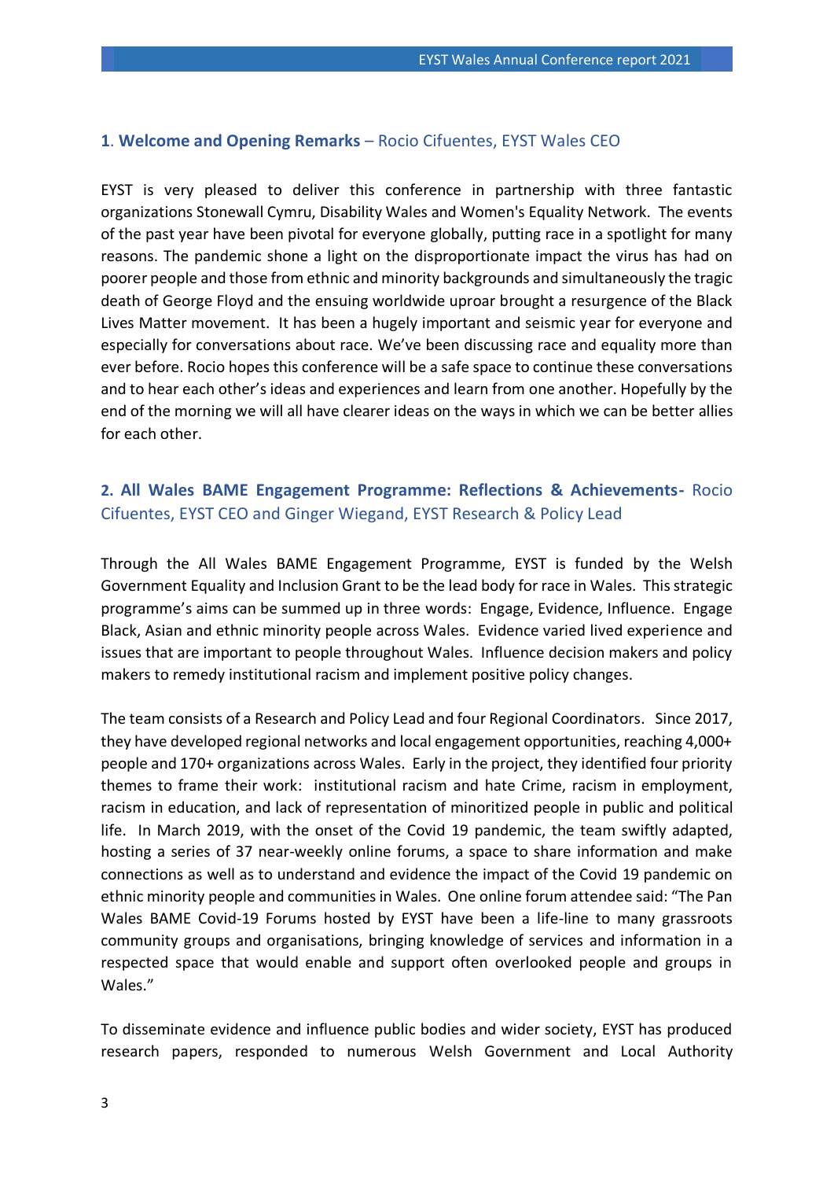## 1. **Welcome and Opening Remarks** – Rocio Cifuentes, EYST Wales CEO

EYST is very pleased to deliver this conference in partnership with three fantastic organizations Stonewall Cymru, Disability Wales and Women's Equality Network. The events of the past year have been pivotal for everyone globally, putting race in a spotlight for many reasons. The pandemic shone a light on the disproportionate impact the virus has had on poorer people and those from ethnic and minority backgrounds and simultaneously the tragic death of George Floyd and the ensuing worldwide uproar brought a resurgence of the Black Lives Matter movement. It has been a hugely important and seismic year for everyone and especially for conversations about race. We've been discussing race and equality more than ever before. Rocio hopes this conference will be a safe space to continue these conversations and to hear each other's ideas and experiences and learn from one another. Hopefully by the end of the morning we will all have clearer ideas on the ways in which we can be better allies for each other.

## 2. **All Wales BAME Engagement Programme: Reflections & Achievements-** Rocio Cifuentes, EYST CEO and Ginger Wiegand, EYST Research & Policy Lead

Through the All Wales BAME Engagement Programme, EYST is funded by the Welsh Government Equality and Inclusion Grant to be the lead body for race in Wales. This strategic programme's aims can be summed up in three words: Engage, Evidence, Influence. Engage Black, Asian and ethnic minority people across Wales. Evidence varied lived experience and issues that are important to people throughout Wales. Influence decision makers and policy makers to remedy institutional racism and implement positive policy changes.

The team consists of a Research and Policy Lead and four Regional Coordinators. Since 2017, they have developed regional networks and local engagement opportunities, reaching 4,000+ people and 170+ organizations across Wales. Early in the project, they identified four priority themes to frame their work: institutional racism and hate Crime, racism in employment, racism in education, and lack of representation of minoritized people in public and political life. In March 2019, with the onset of the Covid 19 pandemic, the team swiftly adapted, hosting a series of 37 near-weekly online forums, a space to share information and make connections as well as to understand and evidence the impact of the Covid 19 pandemic on ethnic minority people and communities in Wales. One online forum attendee said: "The Pan Wales BAME Covid-19 Forums hosted by EYST have been a life-line to many grassroots community groups and organisations, bringing knowledge of services and information in a respected space that would enable and support often overlooked people and groups in Wales."

To disseminate evidence and influence public bodies and wider society, EYST has produced research papers, responded to numerous Welsh Government and Local Authority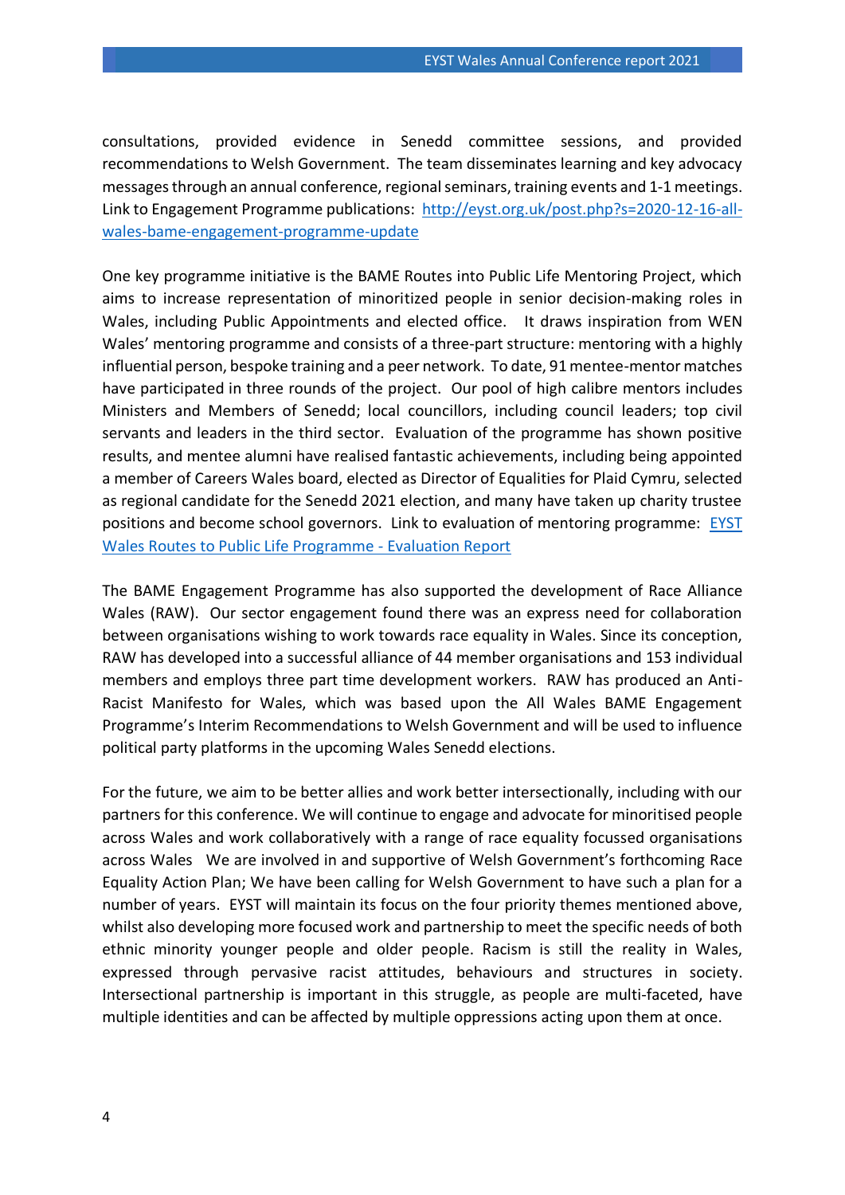consultations, provided evidence in Senedd committee sessions, and provided recommendations to Welsh Government. The team disseminates learning and key advocacy messages through an annual conference, regional seminars, training events and 1-1 meetings. Link to Engagement Programme publications: [http://eyst.org.uk/post.php?s=2020-12-16-all-wales-bame-engagement-programme-update](http://eyst.org.uk/post.php?s=2020-12-16-all-wales-bame-engagement-programme-update)

One key programme initiative is the BAME Routes into Public Life Mentoring Project, which aims to increase representation of minoritized people in senior decision-making roles in Wales, including Public Appointments and elected office. It draws inspiration from WEN Wales' mentoring programme and consists of a three-part structure: mentoring with a highly influential person, bespoke training and a peer network. To date, 91 mentee-mentor matches have participated in three rounds of the project. Our pool of high calibre mentors includes Ministers and Members of Senedd; local councillors, including council leaders; top civil servants and leaders in the third sector. Evaluation of the programme has shown positive results, and mentee alumni have realised fantastic achievements, including being appointed a member of Careers Wales board, elected as Director of Equalities for Plaid Cymru, selected as regional candidate for the Senedd 2021 election, and many have taken up charity trustee positions and become school governors. Link to evaluation of mentoring programme: EYST Wales Routes to Public Life Programme - Evaluation Report

The BAME Engagement Programme has also supported the development of Race Alliance Wales (RAW). Our sector engagement found there was an express need for collaboration between organisations wishing to work towards race equality in Wales. Since its conception, RAW has developed into a successful alliance of 44 member organisations and 153 individual members and employs three part time development workers. RAW has produced an Anti-Racist Manifesto for Wales, which was based upon the All Wales BAME Engagement Programme's Interim Recommendations to Welsh Government and will be used to influence political party platforms in the upcoming Wales Senedd elections.

For the future, we aim to be better allies and work better intersectionally, including with our partners for this conference. We will continue to engage and advocate for minoritised people across Wales and work collaboratively with a range of race equality focussed organisations across Wales We are involved in and supportive of Welsh Government's forthcoming Race Equality Action Plan; We have been calling for Welsh Government to have such a plan for a number of years. EYST will maintain its focus on the four priority themes mentioned above, whilst also developing more focused work and partnership to meet the specific needs of both ethnic minority younger people and older people. Racism is still the reality in Wales, expressed through pervasive racist attitudes, behaviours and structures in society. Intersectional partnership is important in this struggle, as people are multi-faceted, have multiple identities and can be affected by multiple oppressions acting upon them at once.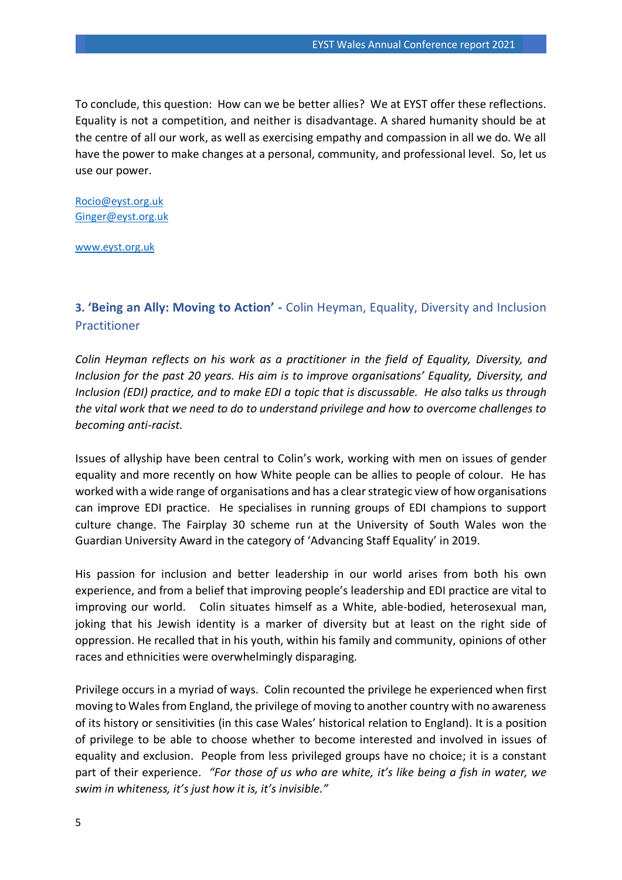To conclude, this question: How can we be better allies? We at EYST offer these reflections. Equality is not a competition, and neither is disadvantage. A shared humanity should be at the centre of all our work, as well as exercising empathy and compassion in all we do. We all have the power to make changes at a personal, community, and professional level. So, let us use our power.

Rocio@eyst.org.uk
Ginger@eyst.org.uk

www.eyst.org.uk

## 3. 'Being an Ally: Moving to Action' - Colin Heyman, Equality, Diversity and Inclusion Practitioner

*Colin Heyman reflects on his work as a practitioner in the field of Equality, Diversity, and Inclusion for the past 20 years. His aim is to improve organisations' Equality, Diversity, and Inclusion (EDI) practice, and to make EDI a topic that is discussable. He also talks us through the vital work that we need to do to understand privilege and how to overcome challenges to becoming anti-racist.*

Issues of allyship have been central to Colin's work, working with men on issues of gender equality and more recently on how White people can be allies to people of colour. He has worked with a wide range of organisations and has a clear strategic view of how organisations can improve EDI practice. He specialises in running groups of EDI champions to support culture change. The Fairplay 30 scheme run at the University of South Wales won the Guardian University Award in the category of 'Advancing Staff Equality' in 2019.

His passion for inclusion and better leadership in our world arises from both his own experience, and from a belief that improving people's leadership and EDI practice are vital to improving our world. Colin situates himself as a White, able-bodied, heterosexual man, joking that his Jewish identity is a marker of diversity but at least on the right side of oppression. He recalled that in his youth, within his family and community, opinions of other races and ethnicities were overwhelmingly disparaging.

Privilege occurs in a myriad of ways. Colin recounted the privilege he experienced when first moving to Wales from England, the privilege of moving to another country with no awareness of its history or sensitivities (in this case Wales' historical relation to England). It is a position of privilege to be able to choose whether to become interested and involved in issues of equality and exclusion. People from less privileged groups have no choice; it is a constant part of their experience. *"For those of us who are white, it's like being a fish in water, we swim in whiteness, it's just how it is, it's invisible."*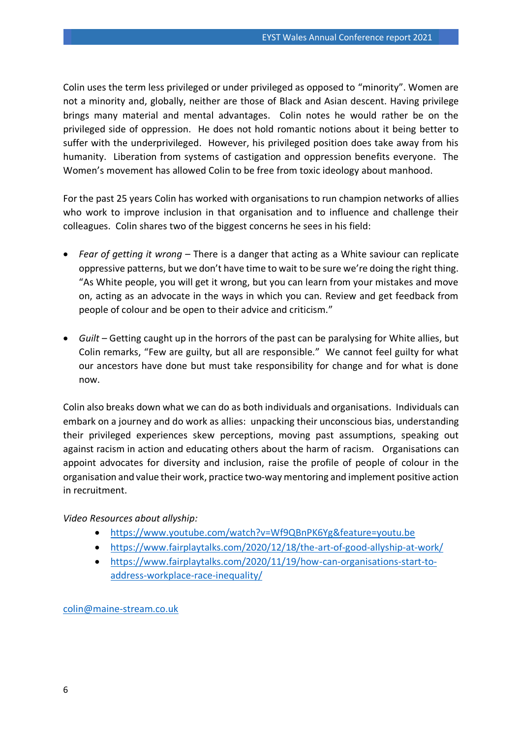Colin uses the term less privileged or under privileged as opposed to "minority". Women are not a minority and, globally, neither are those of Black and Asian descent. Having privilege brings many material and mental advantages. Colin notes he would rather be on the privileged side of oppression. He does not hold romantic notions about it being better to suffer with the underprivileged. However, his privileged position does take away from his humanity. Liberation from systems of castigation and oppression benefits everyone. The Women's movement has allowed Colin to be free from toxic ideology about manhood.

For the past 25 years Colin has worked with organisations to run champion networks of allies who work to improve inclusion in that organisation and to influence and challenge their colleagues. Colin shares two of the biggest concerns he sees in his field:

- *Fear of getting it wrong* – There is a danger that acting as a White saviour can replicate oppressive patterns, but we don't have time to wait to be sure we're doing the right thing. "As White people, you will get it wrong, but you can learn from your mistakes and move on, acting as an advocate in the ways in which you can. Review and get feedback from people of colour and be open to their advice and criticism."

- *Guilt* – Getting caught up in the horrors of the past can be paralysing for White allies, but Colin remarks, "Few are guilty, but all are responsible." We cannot feel guilty for what our ancestors have done but must take responsibility for change and for what is done now.

Colin also breaks down what we can do as both individuals and organisations. Individuals can embark on a journey and do work as allies: unpacking their unconscious bias, understanding their privileged experiences skew perceptions, moving past assumptions, speaking out against racism in action and educating others about the harm of racism. Organisations can appoint advocates for diversity and inclusion, raise the profile of people of colour in the organisation and value their work, practice two-way mentoring and implement positive action in recruitment.

*Video Resources about allyship:*

- https://www.youtube.com/watch?v=Wf9QBnPK6Yg&feature=youtu.be
- https://www.fairplaytalks.com/2020/12/18/the-art-of-good-allyship-at-work/
- https://www.fairplaytalks.com/2020/11/19/how-can-organisations-start-to-address-workplace-race-inequality/

colin@maine-stream.co.uk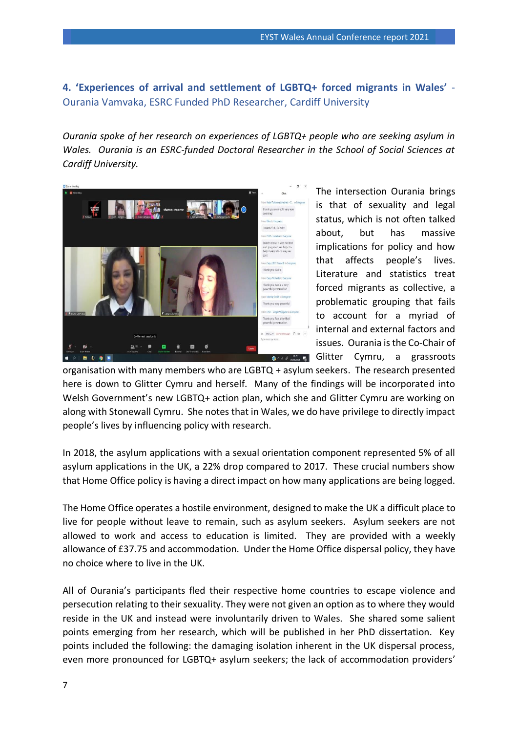### 4. **‘Experiences of arrival and settlement of LGBTQ+ forced migrants in Wales’** - Ourania Vamvaka, ESRC Funded PhD Researcher, Cardiff University

*Ourania spoke of her research on experiences of LGBTQ+ people who are seeking asylum in Wales. Ourania is an ESRC-funded Doctoral Researcher in the School of Social Sciences at Cardiff University.*

The intersection Ourania brings is that of sexuality and legal status, which is not often talked about, but has massive implications for policy and how that affects people’s lives. Literature and statistics treat forced migrants as collective, a problematic grouping that fails to account for a myriad of internal and external factors and issues. Ourania is the Co-Chair of Glitter Cymru, a grassroots organisation with many members who are LGBTQ + asylum seekers. The research presented here is down to Glitter Cymru and herself. Many of the findings will be incorporated into Welsh Government’s new LGBTQ+ action plan, which she and Glitter Cymru are working on along with Stonewall Cymru. She notes that in Wales, we do have privilege to directly impact people’s lives by influencing policy with research.

In 2018, the asylum applications with a sexual orientation component represented 5% of all asylum applications in the UK, a 22% drop compared to 2017. These crucial numbers show that Home Office policy is having a direct impact on how many applications are being logged.

The Home Office operates a hostile environment, designed to make the UK a difficult place to live for people without leave to remain, such as asylum seekers. Asylum seekers are not allowed to work and access to education is limited. They are provided with a weekly allowance of £37.75 and accommodation. Under the Home Office dispersal policy, they have no choice where to live in the UK.

All of Ourania’s participants fled their respective home countries to escape violence and persecution relating to their sexuality. They were not given an option as to where they would reside in the UK and instead were involuntarily driven to Wales. She shared some salient points emerging from her research, which will be published in her PhD dissertation. Key points included the following: the damaging isolation inherent in the UK dispersal process, even more pronounced for LGBTQ+ asylum seekers; the lack of accommodation providers’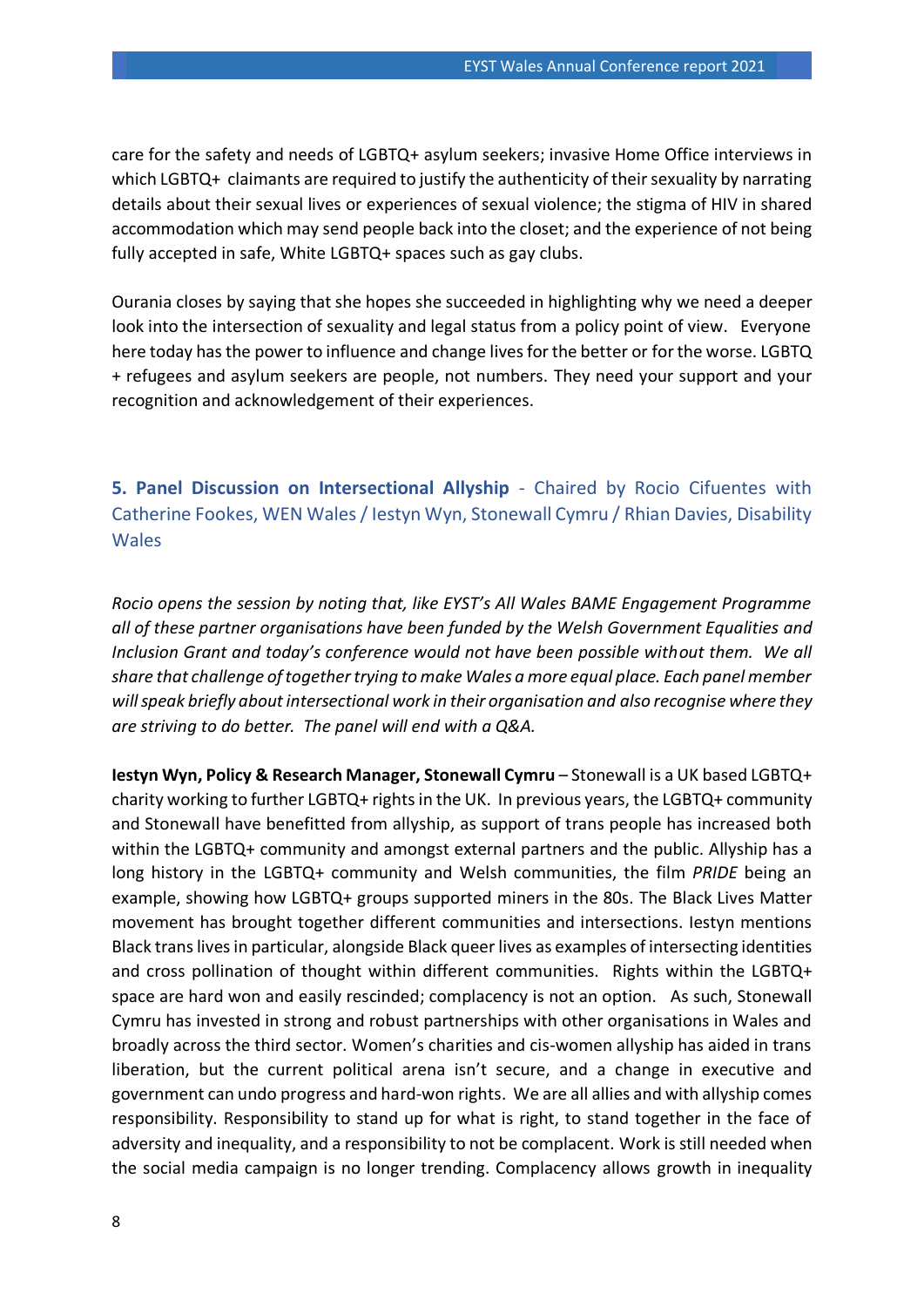care for the safety and needs of LGBTQ+ asylum seekers; invasive Home Office interviews in which LGBTQ+ claimants are required to justify the authenticity of their sexuality by narrating details about their sexual lives or experiences of sexual violence; the stigma of HIV in shared accommodation which may send people back into the closet; and the experience of not being fully accepted in safe, White LGBTQ+ spaces such as gay clubs.

Ourania closes by saying that she hopes she succeeded in highlighting why we need a deeper look into the intersection of sexuality and legal status from a policy point of view. Everyone here today has the power to influence and change lives for the better or for the worse. LGBTQ + refugees and asylum seekers are people, not numbers. They need your support and your recognition and acknowledgement of their experiences.

## **5. Panel Discussion on Intersectional Allyship** - Chaired by Rocio Cifuentes with Catherine Fookes, WEN Wales / Iestyn Wyn, Stonewall Cymru / Rhian Davies, Disability Wales

*Rocio opens the session by noting that, like EYST's All Wales BAME Engagement Programme all of these partner organisations have been funded by the Welsh Government Equalities and Inclusion Grant and today's conference would not have been possible without them. We all share that challenge of together trying to make Wales a more equal place. Each panel member will speak briefly about intersectional work in their organisation and also recognise where they are striving to do better. The panel will end with a Q&A.*

**Iestyn Wyn, Policy & Research Manager, Stonewall Cymru** – Stonewall is a UK based LGBTQ+ charity working to further LGBTQ+ rights in the UK. In previous years, the LGBTQ+ community and Stonewall have benefitted from allyship, as support of trans people has increased both within the LGBTQ+ community and amongst external partners and the public. Allyship has a long history in the LGBTQ+ community and Welsh communities, the film *PRIDE* being an example, showing how LGBTQ+ groups supported miners in the 80s. The Black Lives Matter movement has brought together different communities and intersections. Iestyn mentions Black trans lives in particular, alongside Black queer lives as examples of intersecting identities and cross pollination of thought within different communities. Rights within the LGBTQ+ space are hard won and easily rescinded; complacency is not an option. As such, Stonewall Cymru has invested in strong and robust partnerships with other organisations in Wales and broadly across the third sector. Women's charities and cis-women allyship has aided in trans liberation, but the current political arena isn't secure, and a change in executive and government can undo progress and hard-won rights. We are all allies and with allyship comes responsibility. Responsibility to stand up for what is right, to stand together in the face of adversity and inequality, and a responsibility to not be complacent. Work is still needed when the social media campaign is no longer trending. Complacency allows growth in inequality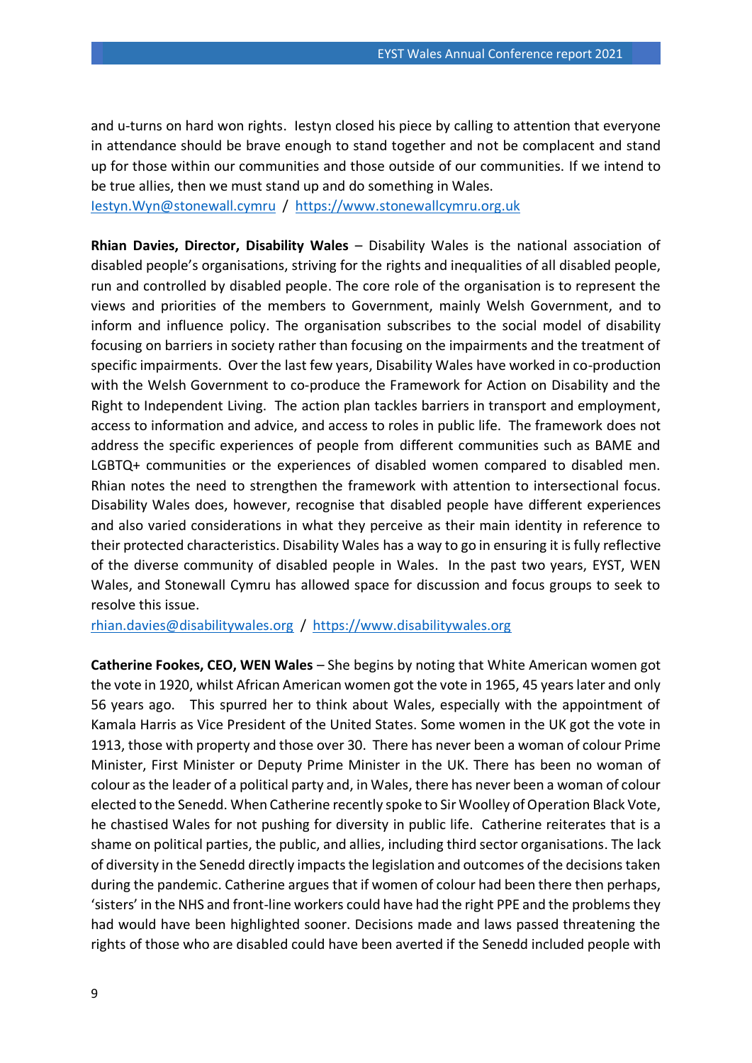and u-turns on hard won rights. Iestyn closed his piece by calling to attention that everyone in attendance should be brave enough to stand together and not be complacent and stand up for those within our communities and those outside of our communities. If we intend to be true allies, then we must stand up and do something in Wales.
Iestyn.Wyn@stonewall.cymru / https://www.stonewallcymru.org.uk

**Rhian Davies, Director, Disability Wales** – Disability Wales is the national association of disabled people's organisations, striving for the rights and inequalities of all disabled people, run and controlled by disabled people. The core role of the organisation is to represent the views and priorities of the members to Government, mainly Welsh Government, and to inform and influence policy. The organisation subscribes to the social model of disability focusing on barriers in society rather than focusing on the impairments and the treatment of specific impairments. Over the last few years, Disability Wales have worked in co-production with the Welsh Government to co-produce the Framework for Action on Disability and the Right to Independent Living. The action plan tackles barriers in transport and employment, access to information and advice, and access to roles in public life. The framework does not address the specific experiences of people from different communities such as BAME and LGBTQ+ communities or the experiences of disabled women compared to disabled men. Rhian notes the need to strengthen the framework with attention to intersectional focus. Disability Wales does, however, recognise that disabled people have different experiences and also varied considerations in what they perceive as their main identity in reference to their protected characteristics. Disability Wales has a way to go in ensuring it is fully reflective of the diverse community of disabled people in Wales. In the past two years, EYST, WEN Wales, and Stonewall Cymru has allowed space for discussion and focus groups to seek to resolve this issue.
rhian.davies@disabilitywales.org / https://www.disabilitywales.org

**Catherine Fookes, CEO, WEN Wales** – She begins by noting that White American women got the vote in 1920, whilst African American women got the vote in 1965, 45 years later and only 56 years ago. This spurred her to think about Wales, especially with the appointment of Kamala Harris as Vice President of the United States. Some women in the UK got the vote in 1913, those with property and those over 30. There has never been a woman of colour Prime Minister, First Minister or Deputy Prime Minister in the UK. There has been no woman of colour as the leader of a political party and, in Wales, there has never been a woman of colour elected to the Senedd. When Catherine recently spoke to Sir Woolley of Operation Black Vote, he chastised Wales for not pushing for diversity in public life. Catherine reiterates that is a shame on political parties, the public, and allies, including third sector organisations. The lack of diversity in the Senedd directly impacts the legislation and outcomes of the decisions taken during the pandemic. Catherine argues that if women of colour had been there then perhaps, 'sisters' in the NHS and front-line workers could have had the right PPE and the problems they had would have been highlighted sooner. Decisions made and laws passed threatening the rights of those who are disabled could have been averted if the Senedd included people with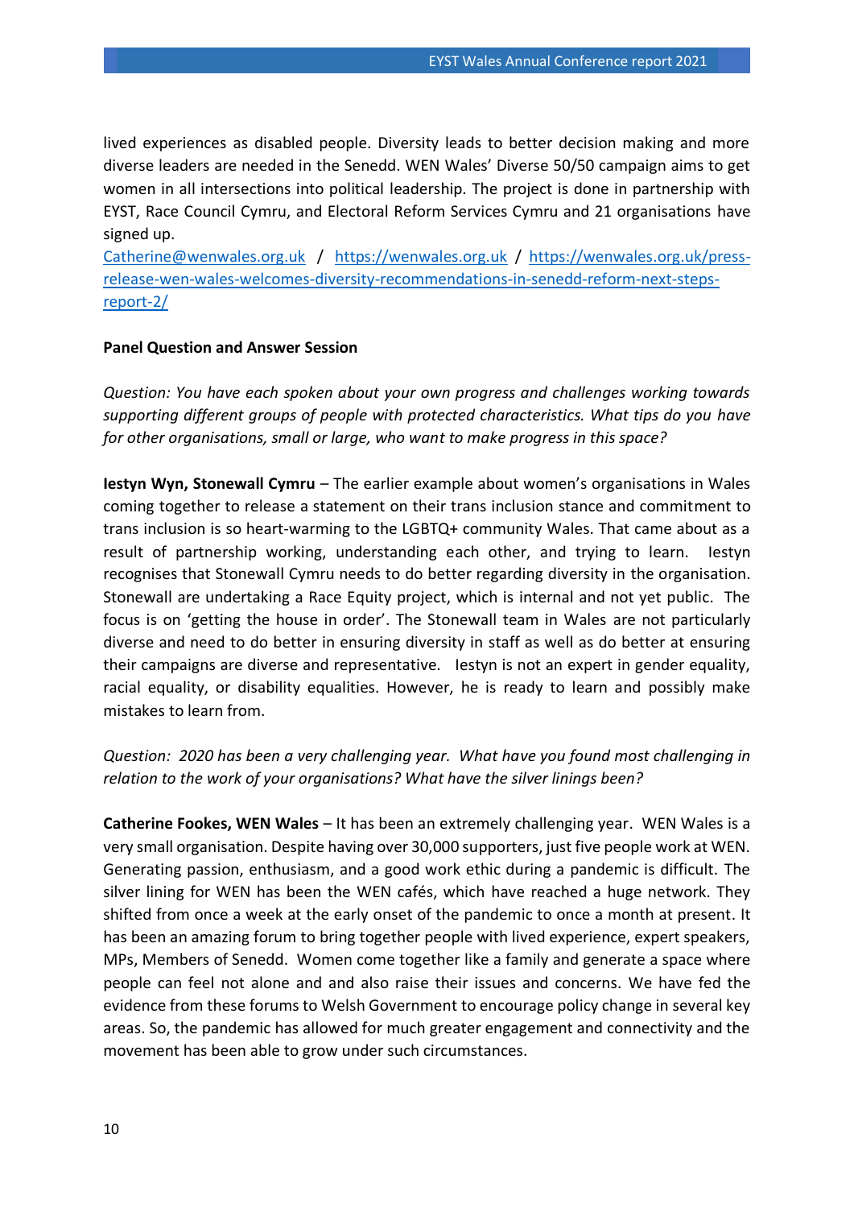lived experiences as disabled people. Diversity leads to better decision making and more diverse leaders are needed in the Senedd. WEN Wales' Diverse 50/50 campaign aims to get women in all intersections into political leadership. The project is done in partnership with EYST, Race Council Cymru, and Electoral Reform Services Cymru and 21 organisations have signed up.
Catherine@wenwales.org.uk / https://wenwales.org.uk / https://wenwales.org.uk/press-release-wen-wales-welcomes-diversity-recommendations-in-senedd-reform-next-steps-report-2/

**Panel Question and Answer Session**

*Question: You have each spoken about your own progress and challenges working towards supporting different groups of people with protected characteristics. What tips do you have for other organisations, small or large, who want to make progress in this space?*

**Iestyn Wyn, Stonewall Cymru** – The earlier example about women's organisations in Wales coming together to release a statement on their trans inclusion stance and commitment to trans inclusion is so heart-warming to the LGBTQ+ community Wales. That came about as a result of partnership working, understanding each other, and trying to learn. Iestyn recognises that Stonewall Cymru needs to do better regarding diversity in the organisation. Stonewall are undertaking a Race Equity project, which is internal and not yet public. The focus is on 'getting the house in order'. The Stonewall team in Wales are not particularly diverse and need to do better in ensuring diversity in staff as well as do better at ensuring their campaigns are diverse and representative. Iestyn is not an expert in gender equality, racial equality, or disability equalities. However, he is ready to learn and possibly make mistakes to learn from.

*Question: 2020 has been a very challenging year. What have you found most challenging in relation to the work of your organisations? What have the silver linings been?*

**Catherine Fookes, WEN Wales** – It has been an extremely challenging year. WEN Wales is a very small organisation. Despite having over 30,000 supporters, just five people work at WEN. Generating passion, enthusiasm, and a good work ethic during a pandemic is difficult. The silver lining for WEN has been the WEN cafés, which have reached a huge network. They shifted from once a week at the early onset of the pandemic to once a month at present. It has been an amazing forum to bring together people with lived experience, expert speakers, MPs, Members of Senedd. Women come together like a family and generate a space where people can feel not alone and and also raise their issues and concerns. We have fed the evidence from these forums to Welsh Government to encourage policy change in several key areas. So, the pandemic has allowed for much greater engagement and connectivity and the movement has been able to grow under such circumstances.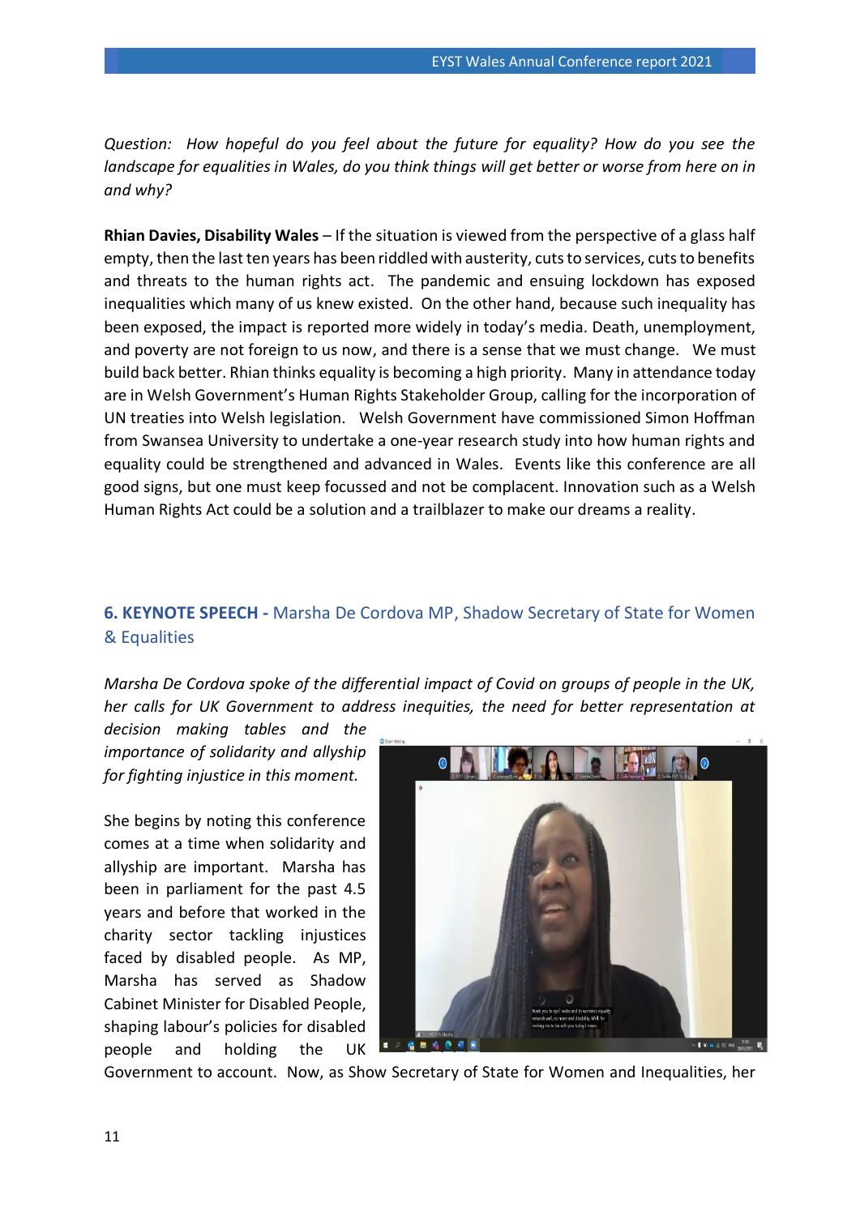*Question: How hopeful do you feel about the future for equality? How do you see the landscape for equalities in Wales, do you think things will get better or worse from here on in and why?*

**Rhian Davies, Disability Wales** – If the situation is viewed from the perspective of a glass half empty, then the last ten years has been riddled with austerity, cuts to services, cuts to benefits and threats to the human rights act. The pandemic and ensuing lockdown has exposed inequalities which many of us knew existed. On the other hand, because such inequality has been exposed, the impact is reported more widely in today's media. Death, unemployment, and poverty are not foreign to us now, and there is a sense that we must change. We must build back better. Rhian thinks equality is becoming a high priority. Many in attendance today are in Welsh Government's Human Rights Stakeholder Group, calling for the incorporation of UN treaties into Welsh legislation. Welsh Government have commissioned Simon Hoffman from Swansea University to undertake a one-year research study into how human rights and equality could be strengthened and advanced in Wales. Events like this conference are all good signs, but one must keep focussed and not be complacent. Innovation such as a Welsh Human Rights Act could be a solution and a trailblazer to make our dreams a reality.

## 6. KEYNOTE SPEECH - Marsha De Cordova MP, Shadow Secretary of State for Women & Equalities

*Marsha De Cordova spoke of the differential impact of Covid on groups of people in the UK, her calls for UK Government to address inequities, the need for better representation at decision making tables and the importance of solidarity and allyship for fighting injustice in this moment.*

She begins by noting this conference comes at a time when solidarity and allyship are important. Marsha has been in parliament for the past 4.5 years and before that worked in the charity sector tackling injustices faced by disabled people. As MP, Marsha has served as Shadow Cabinet Minister for Disabled People, shaping labour's policies for disabled people and holding the UK Government to account. Now, as Show Secretary of State for Women and Inequalities, her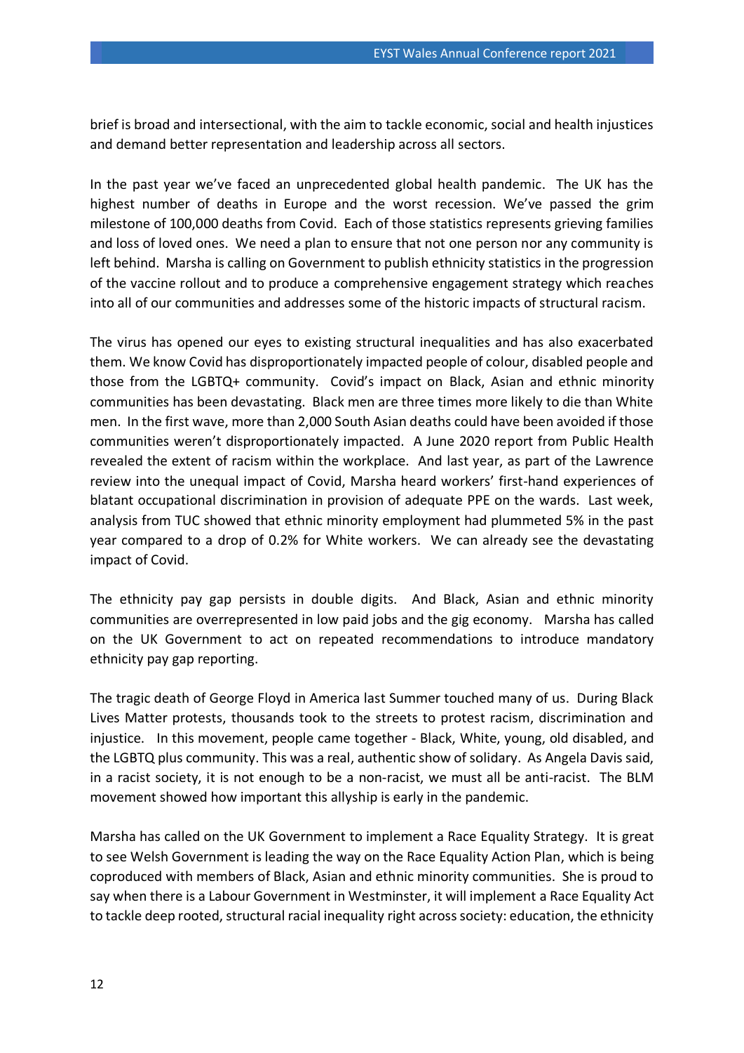brief is broad and intersectional, with the aim to tackle economic, social and health injustices and demand better representation and leadership across all sectors.

In the past year we've faced an unprecedented global health pandemic. The UK has the highest number of deaths in Europe and the worst recession. We've passed the grim milestone of 100,000 deaths from Covid. Each of those statistics represents grieving families and loss of loved ones. We need a plan to ensure that not one person nor any community is left behind. Marsha is calling on Government to publish ethnicity statistics in the progression of the vaccine rollout and to produce a comprehensive engagement strategy which reaches into all of our communities and addresses some of the historic impacts of structural racism.

The virus has opened our eyes to existing structural inequalities and has also exacerbated them. We know Covid has disproportionately impacted people of colour, disabled people and those from the LGBTQ+ community. Covid's impact on Black, Asian and ethnic minority communities has been devastating. Black men are three times more likely to die than White men. In the first wave, more than 2,000 South Asian deaths could have been avoided if those communities weren't disproportionately impacted. A June 2020 report from Public Health revealed the extent of racism within the workplace. And last year, as part of the Lawrence review into the unequal impact of Covid, Marsha heard workers' first-hand experiences of blatant occupational discrimination in provision of adequate PPE on the wards. Last week, analysis from TUC showed that ethnic minority employment had plummeted 5% in the past year compared to a drop of 0.2% for White workers. We can already see the devastating impact of Covid.

The ethnicity pay gap persists in double digits. And Black, Asian and ethnic minority communities are overrepresented in low paid jobs and the gig economy. Marsha has called on the UK Government to act on repeated recommendations to introduce mandatory ethnicity pay gap reporting.

The tragic death of George Floyd in America last Summer touched many of us. During Black Lives Matter protests, thousands took to the streets to protest racism, discrimination and injustice. In this movement, people came together - Black, White, young, old disabled, and the LGBTQ plus community. This was a real, authentic show of solidary. As Angela Davis said, in a racist society, it is not enough to be a non-racist, we must all be anti-racist. The BLM movement showed how important this allyship is early in the pandemic.

Marsha has called on the UK Government to implement a Race Equality Strategy. It is great to see Welsh Government is leading the way on the Race Equality Action Plan, which is being coproduced with members of Black, Asian and ethnic minority communities. She is proud to say when there is a Labour Government in Westminster, it will implement a Race Equality Act to tackle deep rooted, structural racial inequality right across society: education, the ethnicity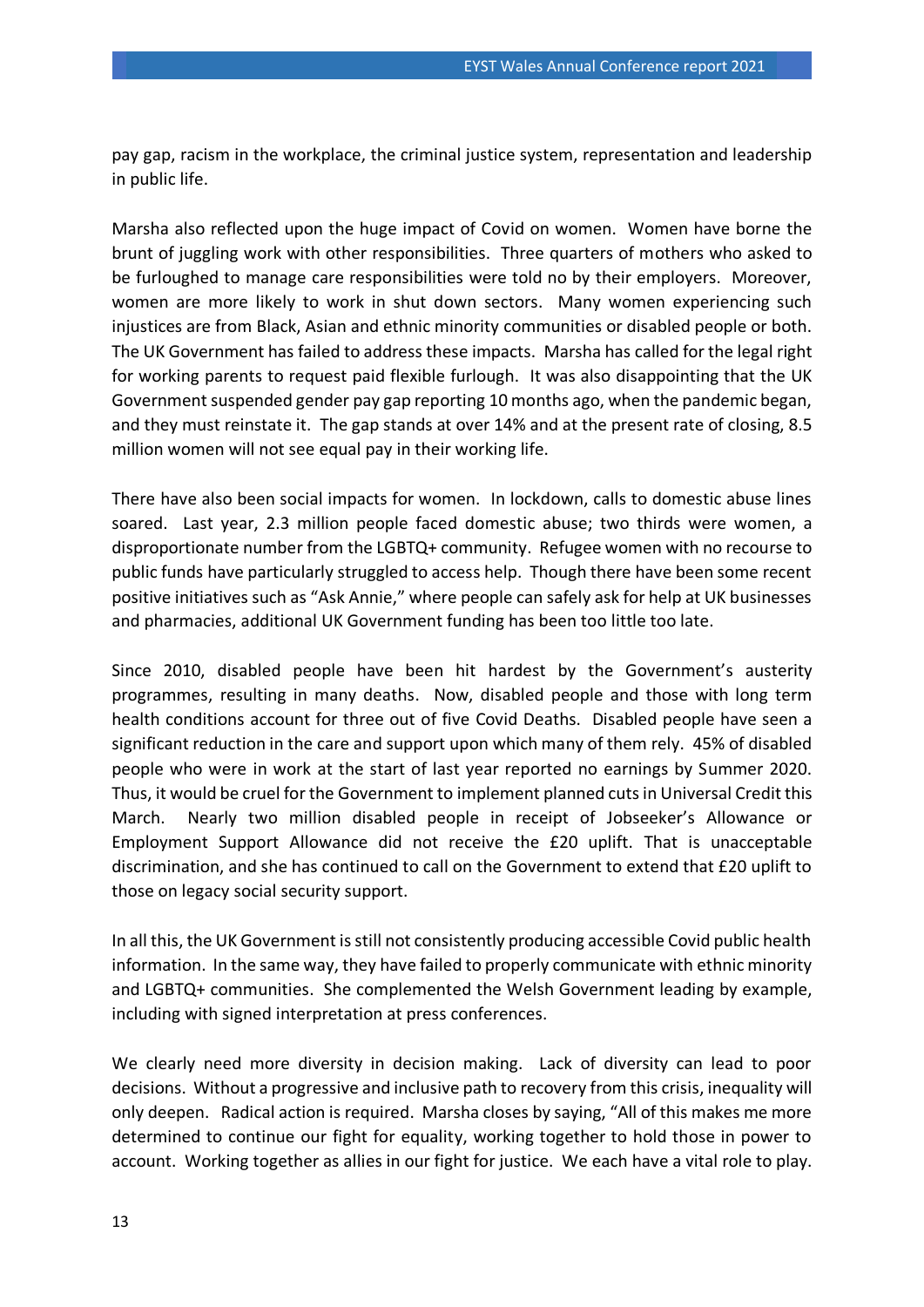pay gap, racism in the workplace, the criminal justice system, representation and leadership in public life.

Marsha also reflected upon the huge impact of Covid on women. Women have borne the brunt of juggling work with other responsibilities. Three quarters of mothers who asked to be furloughed to manage care responsibilities were told no by their employers. Moreover, women are more likely to work in shut down sectors. Many women experiencing such injustices are from Black, Asian and ethnic minority communities or disabled people or both. The UK Government has failed to address these impacts. Marsha has called for the legal right for working parents to request paid flexible furlough. It was also disappointing that the UK Government suspended gender pay gap reporting 10 months ago, when the pandemic began, and they must reinstate it. The gap stands at over 14% and at the present rate of closing, 8.5 million women will not see equal pay in their working life.

There have also been social impacts for women. In lockdown, calls to domestic abuse lines soared. Last year, 2.3 million people faced domestic abuse; two thirds were women, a disproportionate number from the LGBTQ+ community. Refugee women with no recourse to public funds have particularly struggled to access help. Though there have been some recent positive initiatives such as "Ask Annie," where people can safely ask for help at UK businesses and pharmacies, additional UK Government funding has been too little too late.

Since 2010, disabled people have been hit hardest by the Government's austerity programmes, resulting in many deaths. Now, disabled people and those with long term health conditions account for three out of five Covid Deaths. Disabled people have seen a significant reduction in the care and support upon which many of them rely. 45% of disabled people who were in work at the start of last year reported no earnings by Summer 2020. Thus, it would be cruel for the Government to implement planned cuts in Universal Credit this March. Nearly two million disabled people in receipt of Jobseeker's Allowance or Employment Support Allowance did not receive the £20 uplift. That is unacceptable discrimination, and she has continued to call on the Government to extend that £20 uplift to those on legacy social security support.

In all this, the UK Government is still not consistently producing accessible Covid public health information. In the same way, they have failed to properly communicate with ethnic minority and LGBTQ+ communities. She complemented the Welsh Government leading by example, including with signed interpretation at press conferences.

We clearly need more diversity in decision making. Lack of diversity can lead to poor decisions. Without a progressive and inclusive path to recovery from this crisis, inequality will only deepen. Radical action is required. Marsha closes by saying, "All of this makes me more determined to continue our fight for equality, working together to hold those in power to account. Working together as allies in our fight for justice. We each have a vital role to play.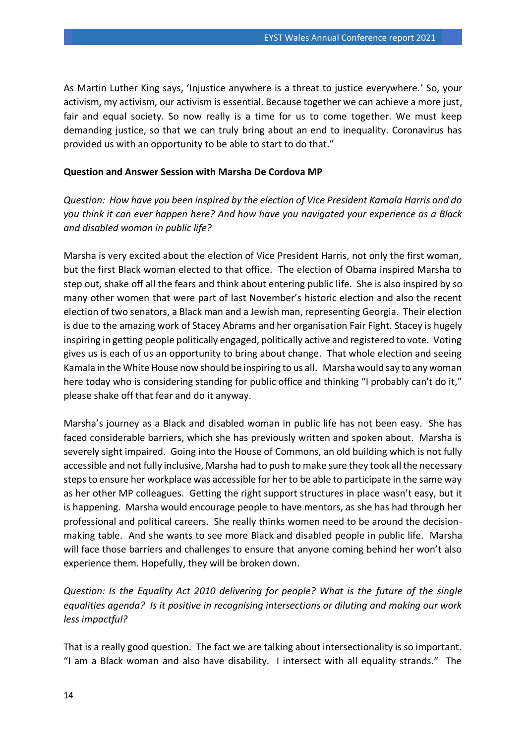As Martin Luther King says, 'Injustice anywhere is a threat to justice everywhere.' So, your activism, my activism, our activism is essential. Because together we can achieve a more just, fair and equal society. So now really is a time for us to come together. We must keep demanding justice, so that we can truly bring about an end to inequality. Coronavirus has provided us with an opportunity to be able to start to do that."

**Question and Answer Session with Marsha De Cordova MP**

*Question: How have you been inspired by the election of Vice President Kamala Harris and do you think it can ever happen here? And how have you navigated your experience as a Black and disabled woman in public life?*

Marsha is very excited about the election of Vice President Harris, not only the first woman, but the first Black woman elected to that office. The election of Obama inspired Marsha to step out, shake off all the fears and think about entering public life. She is also inspired by so many other women that were part of last November's historic election and also the recent election of two senators, a Black man and a Jewish man, representing Georgia. Their election is due to the amazing work of Stacey Abrams and her organisation Fair Fight. Stacey is hugely inspiring in getting people politically engaged, politically active and registered to vote. Voting gives us is each of us an opportunity to bring about change. That whole election and seeing Kamala in the White House now should be inspiring to us all. Marsha would say to any woman here today who is considering standing for public office and thinking "I probably can't do it," please shake off that fear and do it anyway.

Marsha's journey as a Black and disabled woman in public life has not been easy. She has faced considerable barriers, which she has previously written and spoken about. Marsha is severely sight impaired. Going into the House of Commons, an old building which is not fully accessible and not fully inclusive, Marsha had to push to make sure they took all the necessary steps to ensure her workplace was accessible for her to be able to participate in the same way as her other MP colleagues. Getting the right support structures in place wasn't easy, but it is happening. Marsha would encourage people to have mentors, as she has had through her professional and political careers. She really thinks women need to be around the decision-making table. And she wants to see more Black and disabled people in public life. Marsha will face those barriers and challenges to ensure that anyone coming behind her won't also experience them. Hopefully, they will be broken down.

*Question: Is the Equality Act 2010 delivering for people? What is the future of the single equalities agenda? Is it positive in recognising intersections or diluting and making our work less impactful?*

That is a really good question. The fact we are talking about intersectionality is so important. "I am a Black woman and also have disability. I intersect with all equality strands." The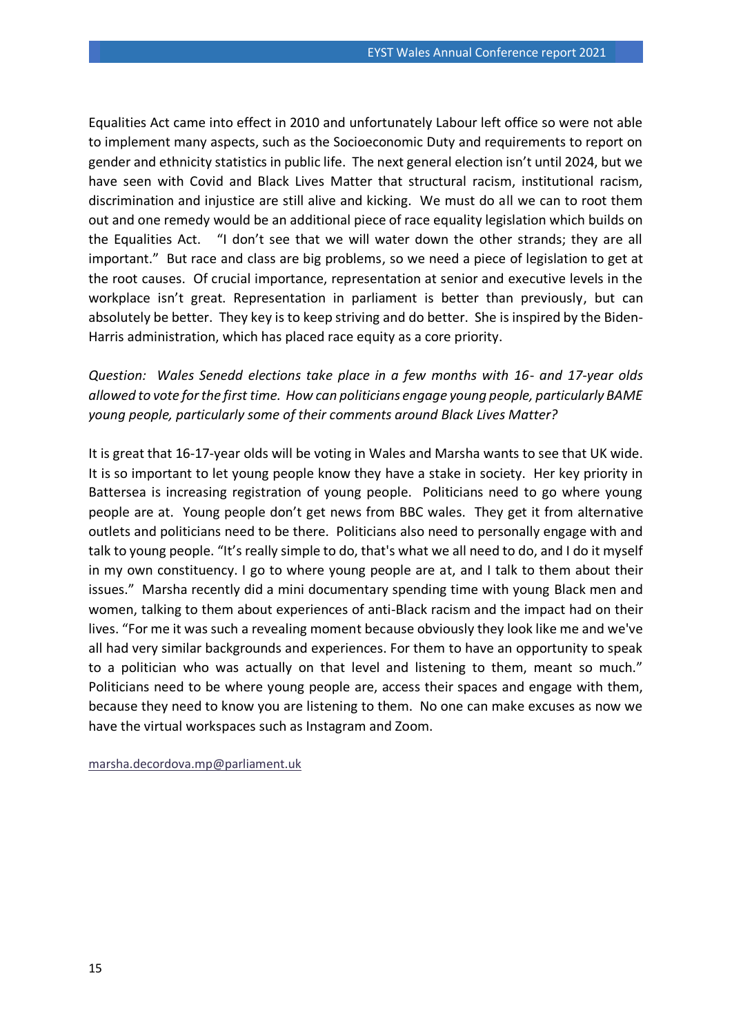Equalities Act came into effect in 2010 and unfortunately Labour left office so were not able to implement many aspects, such as the Socioeconomic Duty and requirements to report on gender and ethnicity statistics in public life. The next general election isn't until 2024, but we have seen with Covid and Black Lives Matter that structural racism, institutional racism, discrimination and injustice are still alive and kicking. We must do all we can to root them out and one remedy would be an additional piece of race equality legislation which builds on the Equalities Act. "I don't see that we will water down the other strands; they are all important." But race and class are big problems, so we need a piece of legislation to get at the root causes. Of crucial importance, representation at senior and executive levels in the workplace isn't great. Representation in parliament is better than previously, but can absolutely be better. They key is to keep striving and do better. She is inspired by the Biden-Harris administration, which has placed race equity as a core priority.

*Question: Wales Senedd elections take place in a few months with 16- and 17-year olds allowed to vote for the first time. How can politicians engage young people, particularly BAME young people, particularly some of their comments around Black Lives Matter?*

It is great that 16-17-year olds will be voting in Wales and Marsha wants to see that UK wide. It is so important to let young people know they have a stake in society. Her key priority in Battersea is increasing registration of young people. Politicians need to go where young people are at. Young people don't get news from BBC wales. They get it from alternative outlets and politicians need to be there. Politicians also need to personally engage with and talk to young people. "It's really simple to do, that's what we all need to do, and I do it myself in my own constituency. I go to where young people are at, and I talk to them about their issues." Marsha recently did a mini documentary spending time with young Black men and women, talking to them about experiences of anti-Black racism and the impact had on their lives. "For me it was such a revealing moment because obviously they look like me and we've all had very similar backgrounds and experiences. For them to have an opportunity to speak to a politician who was actually on that level and listening to them, meant so much." Politicians need to be where young people are, access their spaces and engage with them, because they need to know you are listening to them. No one can make excuses as now we have the virtual workspaces such as Instagram and Zoom.

marsha.decordova.mp@parliament.uk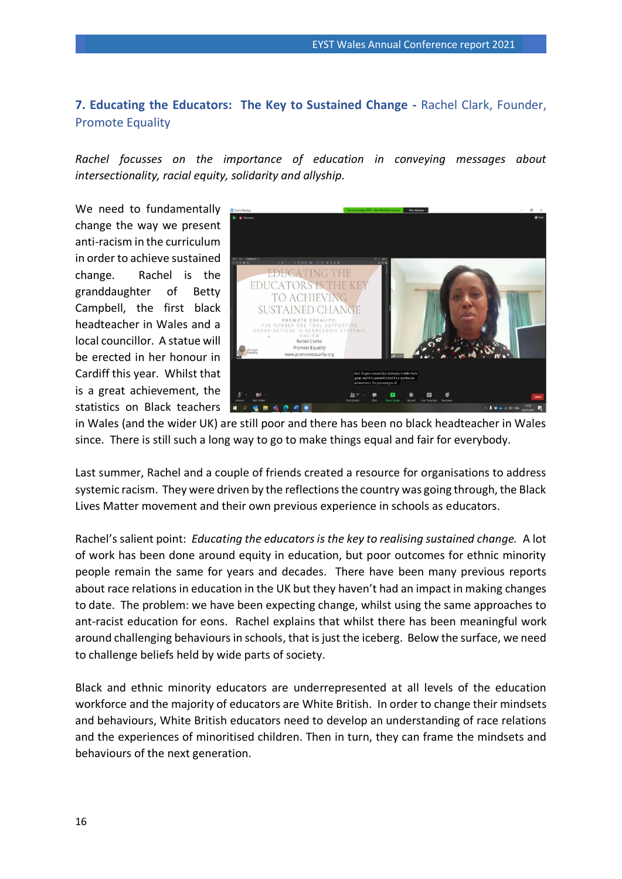## 7. Educating the Educators: The Key to Sustained Change - Rachel Clark, Founder, Promote Equality

*Rachel focusses on the importance of education in conveying messages about intersectionality, racial equity, solidarity and allyship.*

We need to fundamentally change the way we present anti-racism in the curriculum in order to achieve sustained change. Rachel is the granddaughter of Betty Campbell, the first black headteacher in Wales and a local councillor. A statue will be erected in her honour in Cardiff this year. Whilst that is a great achievement, the statistics on Black teachers in Wales (and the wider UK) are still poor and there has been no black headteacher in Wales since. There is still such a long way to go to make things equal and fair for everybody.

Last summer, Rachel and a couple of friends created a resource for organisations to address systemic racism. They were driven by the reflections the country was going through, the Black Lives Matter movement and their own previous experience in schools as educators.

Rachel's salient point: *Educating the educators is the key to realising sustained change.* A lot of work has been done around equity in education, but poor outcomes for ethnic minority people remain the same for years and decades. There have been many previous reports about race relations in education in the UK but they haven't had an impact in making changes to date. The problem: we have been expecting change, whilst using the same approaches to ant-racist education for eons. Rachel explains that whilst there has been meaningful work around challenging behaviours in schools, that is just the iceberg. Below the surface, we need to challenge beliefs held by wide parts of society.

Black and ethnic minority educators are underrepresented at all levels of the education workforce and the majority of educators are White British. In order to change their mindsets and behaviours, White British educators need to develop an understanding of race relations and the experiences of minoritised children. Then in turn, they can frame the mindsets and behaviours of the next generation.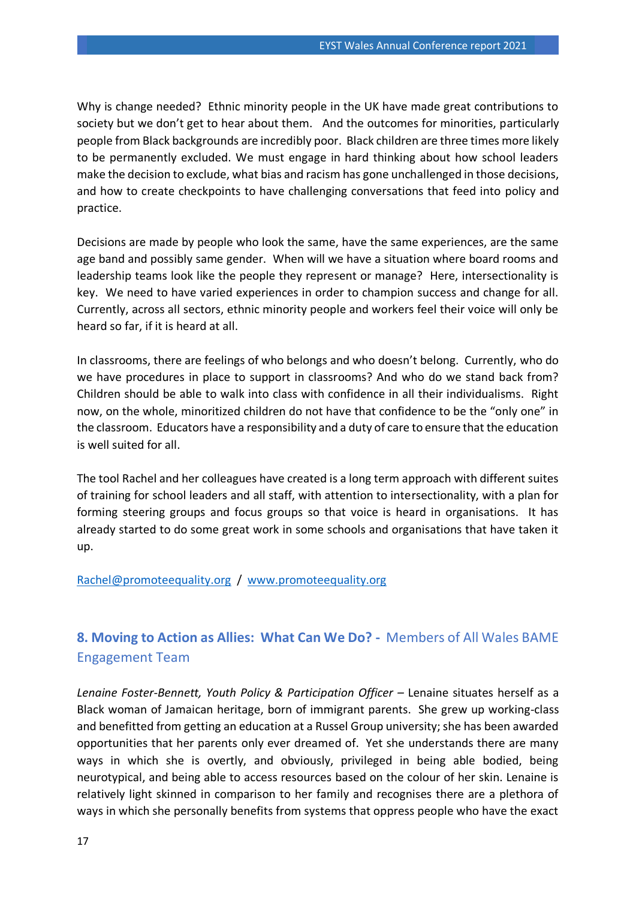Why is change needed? Ethnic minority people in the UK have made great contributions to society but we don't get to hear about them. And the outcomes for minorities, particularly people from Black backgrounds are incredibly poor. Black children are three times more likely to be permanently excluded. We must engage in hard thinking about how school leaders make the decision to exclude, what bias and racism has gone unchallenged in those decisions, and how to create checkpoints to have challenging conversations that feed into policy and practice.

Decisions are made by people who look the same, have the same experiences, are the same age band and possibly same gender. When will we have a situation where board rooms and leadership teams look like the people they represent or manage? Here, intersectionality is key. We need to have varied experiences in order to champion success and change for all. Currently, across all sectors, ethnic minority people and workers feel their voice will only be heard so far, if it is heard at all.

In classrooms, there are feelings of who belongs and who doesn't belong. Currently, who do we have procedures in place to support in classrooms? And who do we stand back from? Children should be able to walk into class with confidence in all their individualisms. Right now, on the whole, minoritized children do not have that confidence to be the "only one" in the classroom. Educators have a responsibility and a duty of care to ensure that the education is well suited for all.

The tool Rachel and her colleagues have created is a long term approach with different suites of training for school leaders and all staff, with attention to intersectionality, with a plan for forming steering groups and focus groups so that voice is heard in organisations. It has already started to do some great work in some schools and organisations that have taken it up.

Rachel@promoteequality.org / www.promoteequality.org

## 8. Moving to Action as Allies: What Can We Do? - Members of All Wales BAME Engagement Team

*Lenaine Foster-Bennett, Youth Policy & Participation Officer* – Lenaine situates herself as a Black woman of Jamaican heritage, born of immigrant parents. She grew up working-class and benefitted from getting an education at a Russel Group university; she has been awarded opportunities that her parents only ever dreamed of. Yet she understands there are many ways in which she is overtly, and obviously, privileged in being able bodied, being neurotypical, and being able to access resources based on the colour of her skin. Lenaine is relatively light skinned in comparison to her family and recognises there are a plethora of ways in which she personally benefits from systems that oppress people who have the exact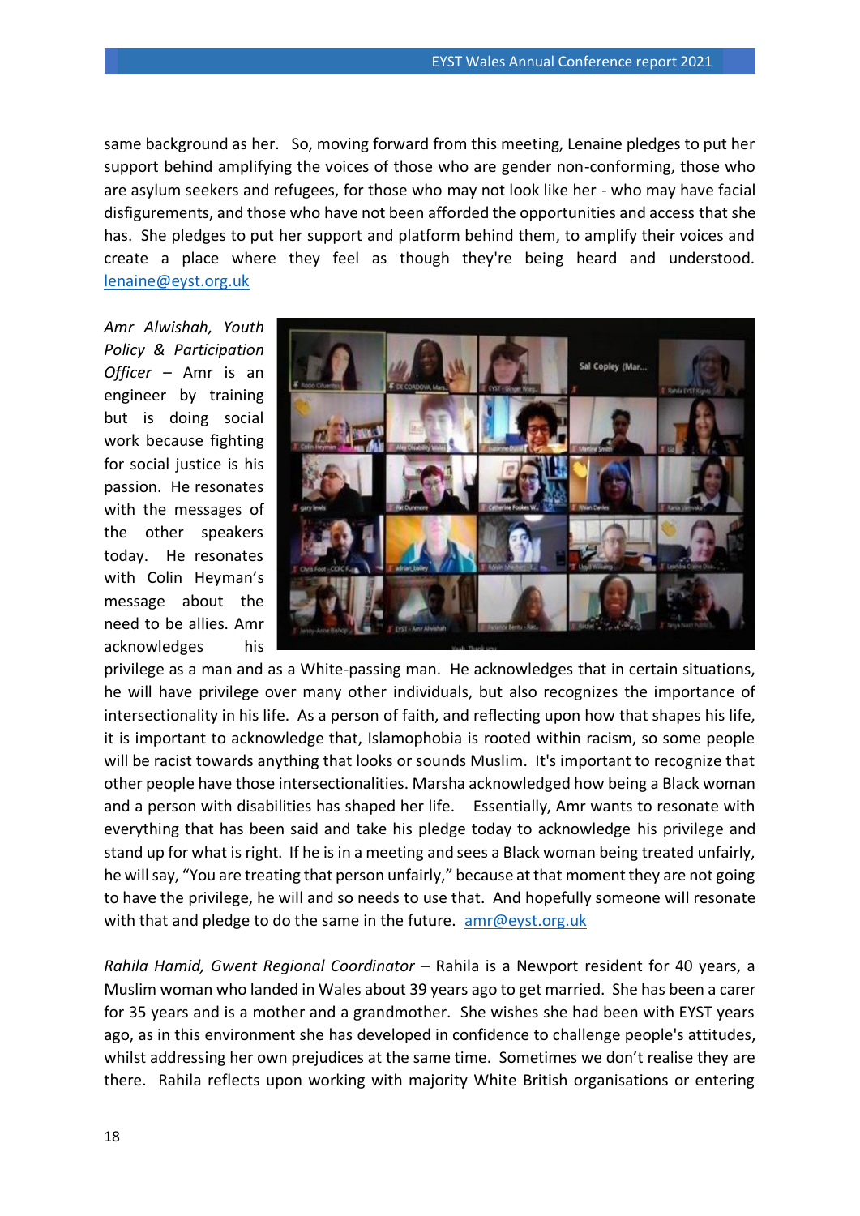same background as her. So, moving forward from this meeting, Lenaine pledges to put her support behind amplifying the voices of those who are gender non-conforming, those who are asylum seekers and refugees, for those who may not look like her - who may have facial disfigurements, and those who have not been afforded the opportunities and access that she has. She pledges to put her support and platform behind them, to amplify their voices and create a place where they feel as though they're being heard and understood. lenaine@eyst.org.uk

*Amr Alwishah, Youth Policy & Participation Officer* – Amr is an engineer by training but is doing social work because fighting for social justice is his passion. He resonates with the messages of the other speakers today. He resonates with Colin Heyman's message about the need to be allies. Amr acknowledges his privilege as a man and as a White-passing man. He acknowledges that in certain situations, he will have privilege over many other individuals, but also recognizes the importance of intersectionality in his life. As a person of faith, and reflecting upon how that shapes his life, it is important to acknowledge that, Islamophobia is rooted within racism, so some people will be racist towards anything that looks or sounds Muslim. It's important to recognize that other people have those intersectionalities. Marsha acknowledged how being a Black woman and a person with disabilities has shaped her life. Essentially, Amr wants to resonate with everything that has been said and take his pledge today to acknowledge his privilege and stand up for what is right. If he is in a meeting and sees a Black woman being treated unfairly, he will say, "You are treating that person unfairly," because at that moment they are not going to have the privilege, he will and so needs to use that. And hopefully someone will resonate with that and pledge to do the same in the future. amr@eyst.org.uk

*Rahila Hamid, Gwent Regional Coordinator* – Rahila is a Newport resident for 40 years, a Muslim woman who landed in Wales about 39 years ago to get married. She has been a carer for 35 years and is a mother and a grandmother. She wishes she had been with EYST years ago, as in this environment she has developed in confidence to challenge people's attitudes, whilst addressing her own prejudices at the same time. Sometimes we don't realise they are there. Rahila reflects upon working with majority White British organisations or entering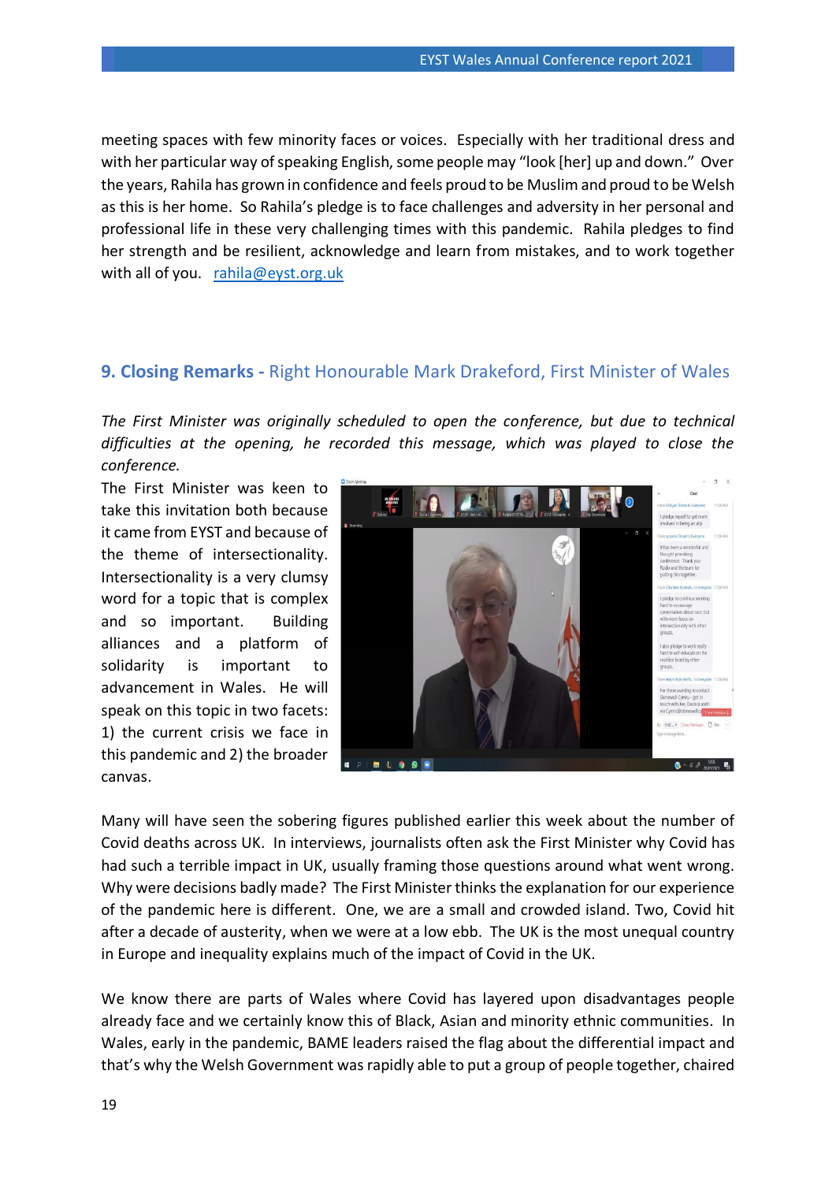meeting spaces with few minority faces or voices. Especially with her traditional dress and with her particular way of speaking English, some people may "look [her] up and down." Over the years, Rahila has grown in confidence and feels proud to be Muslim and proud to be Welsh as this is her home. So Rahila's pledge is to face challenges and adversity in her personal and professional life in these very challenging times with this pandemic. Rahila pledges to find her strength and be resilient, acknowledge and learn from mistakes, and to work together with all of you. rahila@eyst.org.uk

## 9. Closing Remarks - Right Honourable Mark Drakeford, First Minister of Wales

*The First Minister was originally scheduled to open the conference, but due to technical difficulties at the opening, he recorded this message, which was played to close the conference.*

The First Minister was keen to take this invitation both because it came from EYST and because of the theme of intersectionality. Intersectionality is a very clumsy word for a topic that is complex and so important. Building alliances and a platform of solidarity is important to advancement in Wales. He will speak on this topic in two facets: 1) the current crisis we face in this pandemic and 2) the broader canvas.

Many will have seen the sobering figures published earlier this week about the number of Covid deaths across UK. In interviews, journalists often ask the First Minister why Covid has had such a terrible impact in UK, usually framing those questions around what went wrong. Why were decisions badly made? The First Minister thinks the explanation for our experience of the pandemic here is different. One, we are a small and crowded island. Two, Covid hit after a decade of austerity, when we were at a low ebb. The UK is the most unequal country in Europe and inequality explains much of the impact of Covid in the UK.

We know there are parts of Wales where Covid has layered upon disadvantages people already face and we certainly know this of Black, Asian and minority ethnic communities. In Wales, early in the pandemic, BAME leaders raised the flag about the differential impact and that's why the Welsh Government was rapidly able to put a group of people together, chaired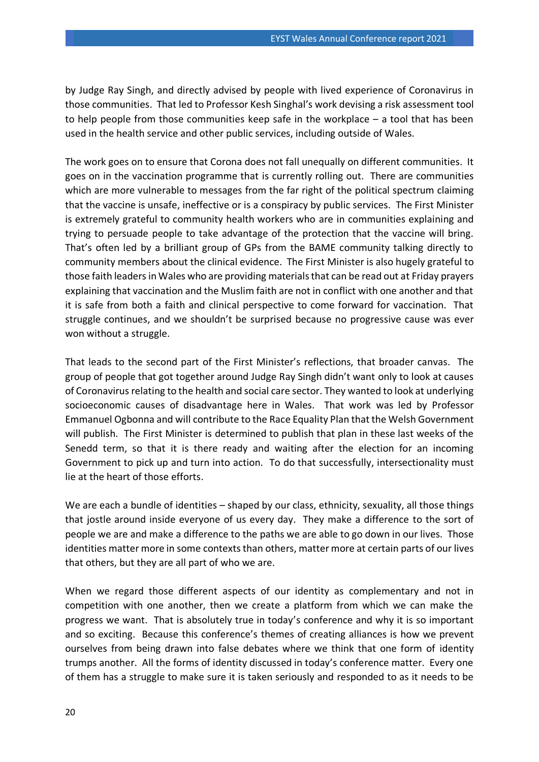by Judge Ray Singh, and directly advised by people with lived experience of Coronavirus in those communities. That led to Professor Kesh Singhal's work devising a risk assessment tool to help people from those communities keep safe in the workplace – a tool that has been used in the health service and other public services, including outside of Wales.

The work goes on to ensure that Corona does not fall unequally on different communities. It goes on in the vaccination programme that is currently rolling out. There are communities which are more vulnerable to messages from the far right of the political spectrum claiming that the vaccine is unsafe, ineffective or is a conspiracy by public services. The First Minister is extremely grateful to community health workers who are in communities explaining and trying to persuade people to take advantage of the protection that the vaccine will bring. That's often led by a brilliant group of GPs from the BAME community talking directly to community members about the clinical evidence. The First Minister is also hugely grateful to those faith leaders in Wales who are providing materials that can be read out at Friday prayers explaining that vaccination and the Muslim faith are not in conflict with one another and that it is safe from both a faith and clinical perspective to come forward for vaccination. That struggle continues, and we shouldn't be surprised because no progressive cause was ever won without a struggle.

That leads to the second part of the First Minister's reflections, that broader canvas. The group of people that got together around Judge Ray Singh didn't want only to look at causes of Coronavirus relating to the health and social care sector. They wanted to look at underlying socioeconomic causes of disadvantage here in Wales. That work was led by Professor Emmanuel Ogbonna and will contribute to the Race Equality Plan that the Welsh Government will publish. The First Minister is determined to publish that plan in these last weeks of the Senedd term, so that it is there ready and waiting after the election for an incoming Government to pick up and turn into action. To do that successfully, intersectionality must lie at the heart of those efforts.

We are each a bundle of identities – shaped by our class, ethnicity, sexuality, all those things that jostle around inside everyone of us every day. They make a difference to the sort of people we are and make a difference to the paths we are able to go down in our lives. Those identities matter more in some contexts than others, matter more at certain parts of our lives that others, but they are all part of who we are.

When we regard those different aspects of our identity as complementary and not in competition with one another, then we create a platform from which we can make the progress we want. That is absolutely true in today's conference and why it is so important and so exciting. Because this conference's themes of creating alliances is how we prevent ourselves from being drawn into false debates where we think that one form of identity trumps another. All the forms of identity discussed in today's conference matter. Every one of them has a struggle to make sure it is taken seriously and responded to as it needs to be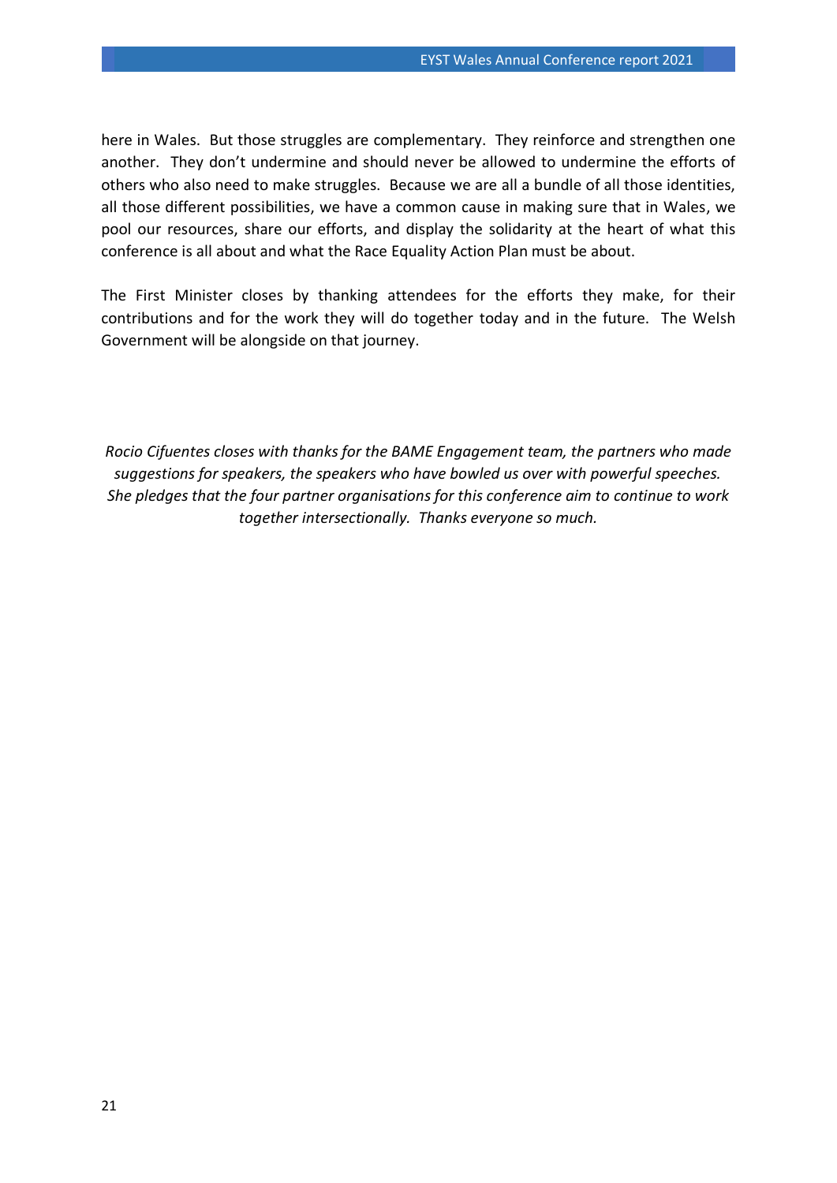here in Wales. But those struggles are complementary. They reinforce and strengthen one another. They don't undermine and should never be allowed to undermine the efforts of others who also need to make struggles. Because we are all a bundle of all those identities, all those different possibilities, we have a common cause in making sure that in Wales, we pool our resources, share our efforts, and display the solidarity at the heart of what this conference is all about and what the Race Equality Action Plan must be about.

The First Minister closes by thanking attendees for the efforts they make, for their contributions and for the work they will do together today and in the future. The Welsh Government will be alongside on that journey.

*Rocio Cifuentes closes with thanks for the BAME Engagement team, the partners who made suggestions for speakers, the speakers who have bowled us over with powerful speeches. She pledges that the four partner organisations for this conference aim to continue to work together intersectionally. Thanks everyone so much.*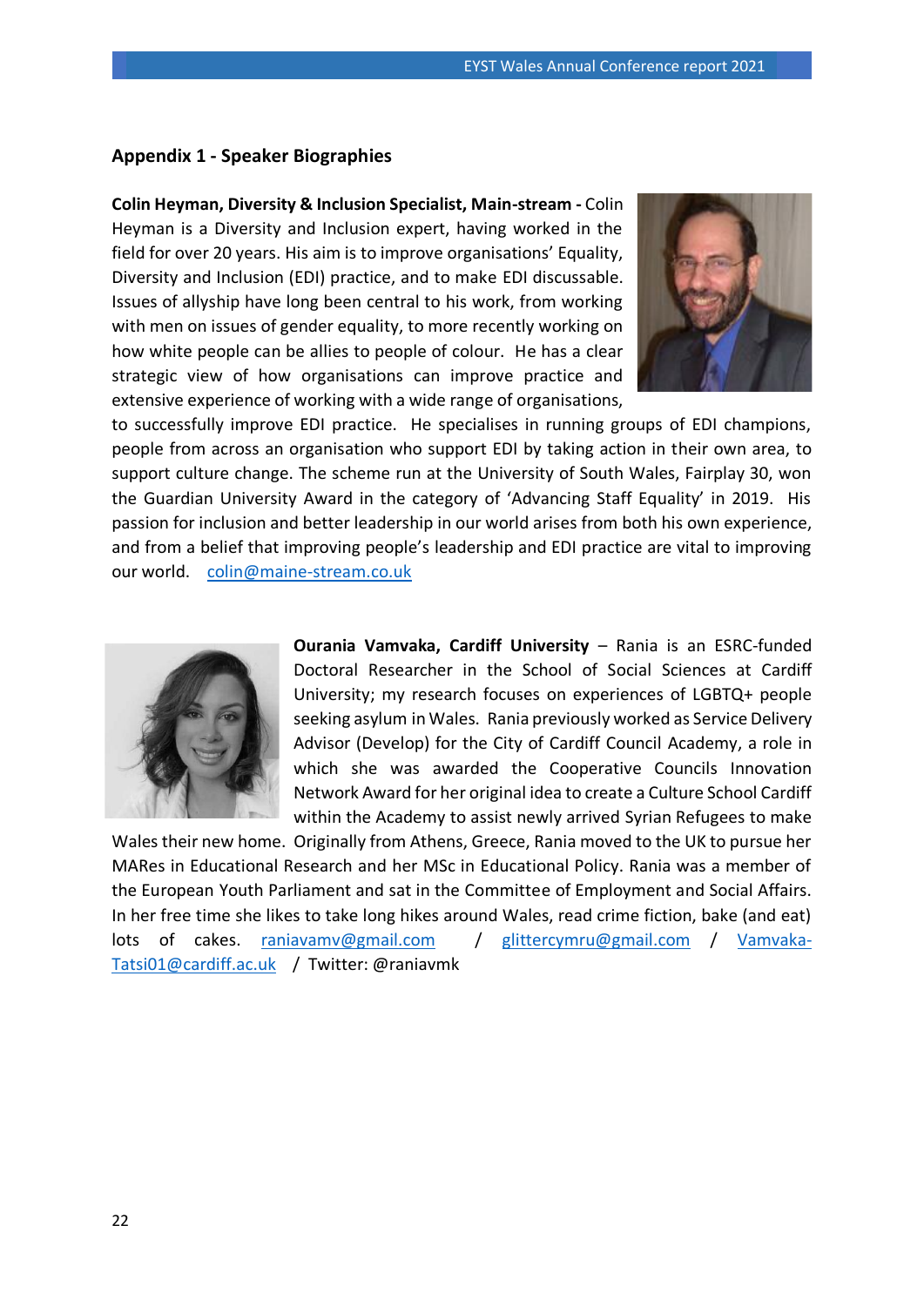## Appendix 1 - Speaker Biographies

**Colin Heyman, Diversity & Inclusion Specialist, Main-stream -** Colin Heyman is a Diversity and Inclusion expert, having worked in the field for over 20 years. His aim is to improve organisations' Equality, Diversity and Inclusion (EDI) practice, and to make EDI discussable. Issues of allyship have long been central to his work, from working with men on issues of gender equality, to more recently working on how white people can be allies to people of colour. He has a clear strategic view of how organisations can improve practice and extensive experience of working with a wide range of organisations, to successfully improve EDI practice. He specialises in running groups of EDI champions, people from across an organisation who support EDI by taking action in their own area, to support culture change. The scheme run at the University of South Wales, Fairplay 30, won the Guardian University Award in the category of 'Advancing Staff Equality' in 2019. His passion for inclusion and better leadership in our world arises from both his own experience, and from a belief that improving people's leadership and EDI practice are vital to improving our world. colin@maine-stream.co.uk

**Ourania Vamvaka, Cardiff University** – Rania is an ESRC-funded Doctoral Researcher in the School of Social Sciences at Cardiff University; my research focuses on experiences of LGBTQ+ people seeking asylum in Wales. Rania previously worked as Service Delivery Advisor (Develop) for the City of Cardiff Council Academy, a role in which she was awarded the Cooperative Councils Innovation Network Award for her original idea to create a Culture School Cardiff within the Academy to assist newly arrived Syrian Refugees to make Wales their new home. Originally from Athens, Greece, Rania moved to the UK to pursue her MARes in Educational Research and her MSc in Educational Policy. Rania was a member of the European Youth Parliament and sat in the Committee of Employment and Social Affairs. In her free time she likes to take long hikes around Wales, read crime fiction, bake (and eat) lots of cakes. raniavamv@gmail.com / glittercymru@gmail.com / Vamvaka-Tatsi01@cardiff.ac.uk / Twitter: @raniavmk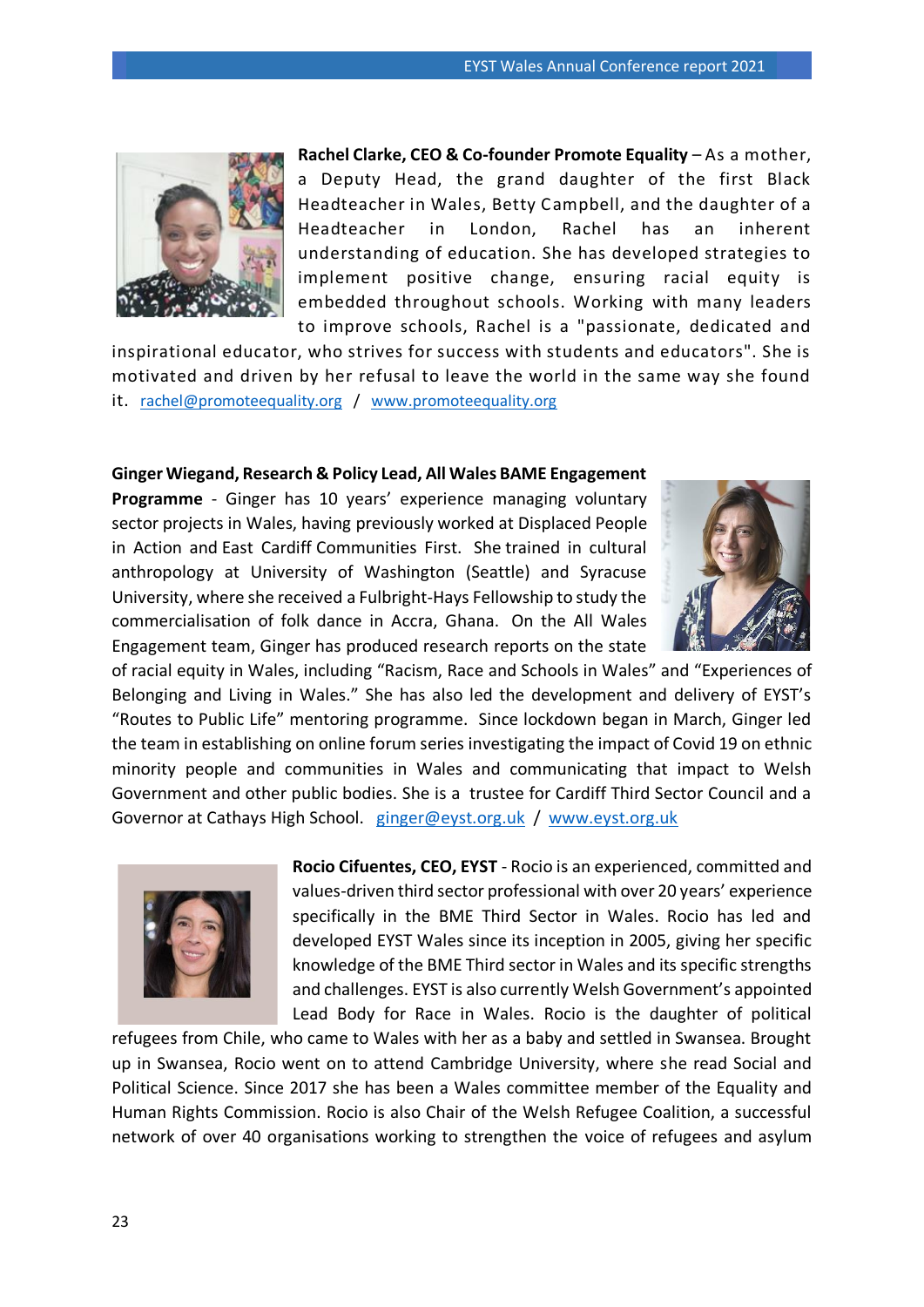**Rachel Clarke, CEO & Co-founder Promote Equality** – As a mother, a Deputy Head, the grand daughter of the first Black Headteacher in Wales, Betty Campbell, and the daughter of a Headteacher in London, Rachel has an inherent understanding of education. She has developed strategies to implement positive change, ensuring racial equity is embedded throughout schools. Working with many leaders to improve schools, Rachel is a "passionate, dedicated and inspirational educator, who strives for success with students and educators". She is motivated and driven by her refusal to leave the world in the same way she found it. rachel@promoteequality.org / www.promoteequality.org

**Ginger Wiegand, Research & Policy Lead, All Wales BAME Engagement Programme** - Ginger has 10 years' experience managing voluntary sector projects in Wales, having previously worked at Displaced People in Action and East Cardiff Communities First. She trained in cultural anthropology at University of Washington (Seattle) and Syracuse University, where she received a Fulbright-Hays Fellowship to study the commercialisation of folk dance in Accra, Ghana. On the All Wales Engagement team, Ginger has produced research reports on the state of racial equity in Wales, including "Racism, Race and Schools in Wales" and "Experiences of Belonging and Living in Wales." She has also led the development and delivery of EYST's "Routes to Public Life" mentoring programme. Since lockdown began in March, Ginger led the team in establishing on online forum series investigating the impact of Covid 19 on ethnic minority people and communities in Wales and communicating that impact to Welsh Government and other public bodies. She is a trustee for Cardiff Third Sector Council and a Governor at Cathays High School. ginger@eyst.org.uk / www.eyst.org.uk

**Rocio Cifuentes, CEO, EYST** - Rocio is an experienced, committed and values-driven third sector professional with over 20 years' experience specifically in the BME Third Sector in Wales. Rocio has led and developed EYST Wales since its inception in 2005, giving her specific knowledge of the BME Third sector in Wales and its specific strengths and challenges. EYST is also currently Welsh Government's appointed Lead Body for Race in Wales. Rocio is the daughter of political refugees from Chile, who came to Wales with her as a baby and settled in Swansea. Brought up in Swansea, Rocio went on to attend Cambridge University, where she read Social and Political Science. Since 2017 she has been a Wales committee member of the Equality and Human Rights Commission. Rocio is also Chair of the Welsh Refugee Coalition, a successful network of over 40 organisations working to strengthen the voice of refugees and asylum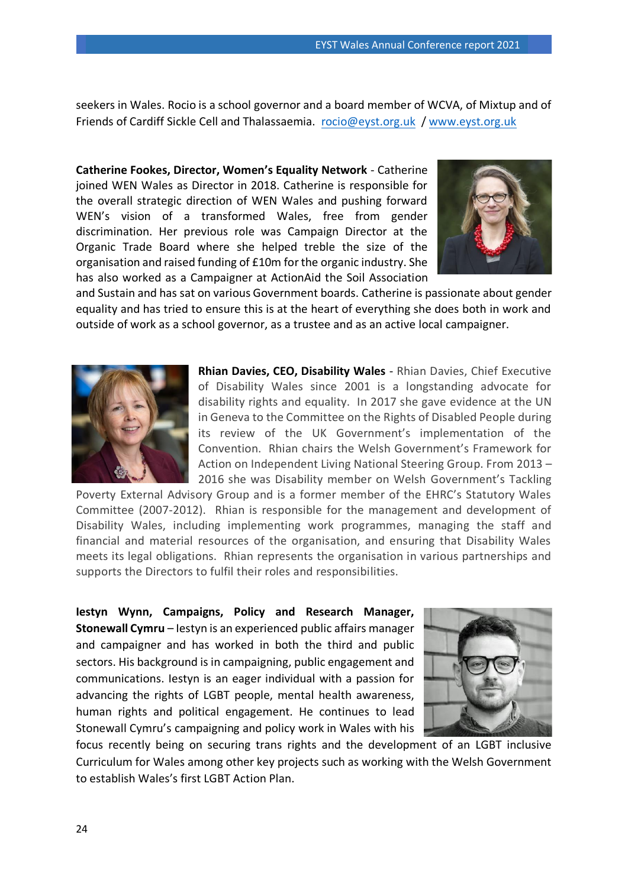seekers in Wales. Rocio is a school governor and a board member of WCVA, of Mixtup and of Friends of Cardiff Sickle Cell and Thalassaemia. rocio@eyst.org.uk / www.eyst.org.uk

**Catherine Fookes, Director, Women's Equality Network** - Catherine joined WEN Wales as Director in 2018. Catherine is responsible for the overall strategic direction of WEN Wales and pushing forward WEN's vision of a transformed Wales, free from gender discrimination. Her previous role was Campaign Director at the Organic Trade Board where she helped treble the size of the organisation and raised funding of £10m for the organic industry. She has also worked as a Campaigner at ActionAid the Soil Association and Sustain and has sat on various Government boards. Catherine is passionate about gender equality and has tried to ensure this is at the heart of everything she does both in work and outside of work as a school governor, as a trustee and as an active local campaigner.

**Rhian Davies, CEO, Disability Wales** - Rhian Davies, Chief Executive of Disability Wales since 2001 is a longstanding advocate for disability rights and equality. In 2017 she gave evidence at the UN in Geneva to the Committee on the Rights of Disabled People during its review of the UK Government's implementation of the Convention. Rhian chairs the Welsh Government's Framework for Action on Independent Living National Steering Group. From 2013 – 2016 she was Disability member on Welsh Government's Tackling Poverty External Advisory Group and is a former member of the EHRC's Statutory Wales Committee (2007-2012). Rhian is responsible for the management and development of Disability Wales, including implementing work programmes, managing the staff and financial and material resources of the organisation, and ensuring that Disability Wales meets its legal obligations. Rhian represents the organisation in various partnerships and supports the Directors to fulfil their roles and responsibilities.

**Iestyn Wynn, Campaigns, Policy and Research Manager, Stonewall Cymru** – Iestyn is an experienced public affairs manager and campaigner and has worked in both the third and public sectors. His background is in campaigning, public engagement and communications. Iestyn is an eager individual with a passion for advancing the rights of LGBT people, mental health awareness, human rights and political engagement. He continues to lead Stonewall Cymru's campaigning and policy work in Wales with his focus recently being on securing trans rights and the development of an LGBT inclusive Curriculum for Wales among other key projects such as working with the Welsh Government to establish Wales's first LGBT Action Plan.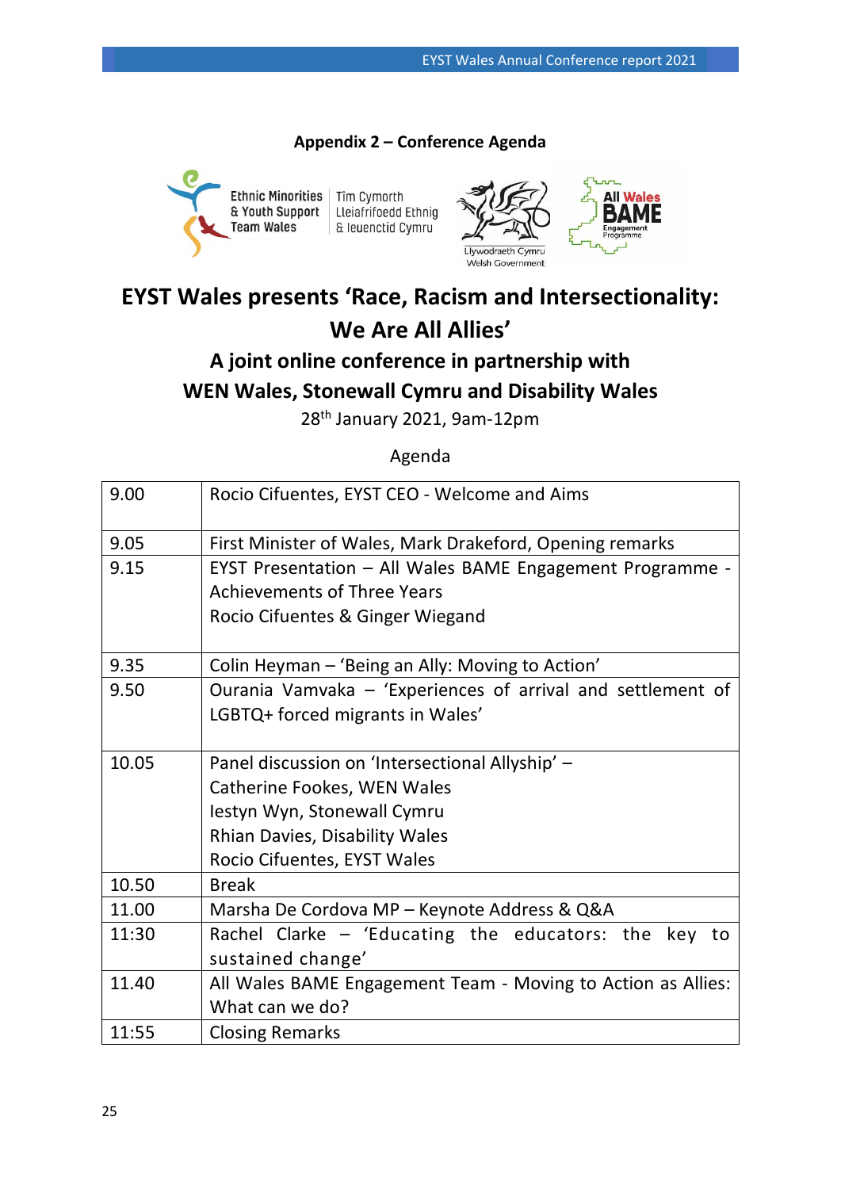## Appendix 2 – Conference Agenda

Ethnic Minorities & Youth Support Team Wales | Tîm Cymorth Lleiafrifoedd Ethnig & Ieuenctid Cymru

Llywodraeth Cymru Welsh Government

All Wales BAME Engagement Programme

# EYST Wales presents 'Race, Racism and Intersectionality: We Are All Allies'

## A joint online conference in partnership with WEN Wales, Stonewall Cymru and Disability Wales

28th January 2021, 9am-12pm

Agenda

| | |
|---|---|
| 9.00 | Rocio Cifuentes, EYST CEO - Welcome and Aims |
| 9.05 | First Minister of Wales, Mark Drakeford, Opening remarks |
| 9.15 | EYST Presentation – All Wales BAME Engagement Programme - Achievements of Three Years<br>Rocio Cifuentes & Ginger Wiegand |
| 9.35 | Colin Heyman – 'Being an Ally: Moving to Action' |
| 9.50 | Ourania Vamvaka – 'Experiences of arrival and settlement of LGBTQ+ forced migrants in Wales' |
| 10.05 | Panel discussion on 'Intersectional Allyship' –<br>Catherine Fookes, WEN Wales<br>Iestyn Wyn, Stonewall Cymru<br>Rhian Davies, Disability Wales<br>Rocio Cifuentes, EYST Wales |
| 10.50 | Break |
| 11.00 | Marsha De Cordova MP – Keynote Address & Q&A |
| 11:30 | Rachel Clarke – 'Educating the educators: the key to sustained change' |
| 11.40 | All Wales BAME Engagement Team - Moving to Action as Allies: What can we do? |
| 11:55 | Closing Remarks |